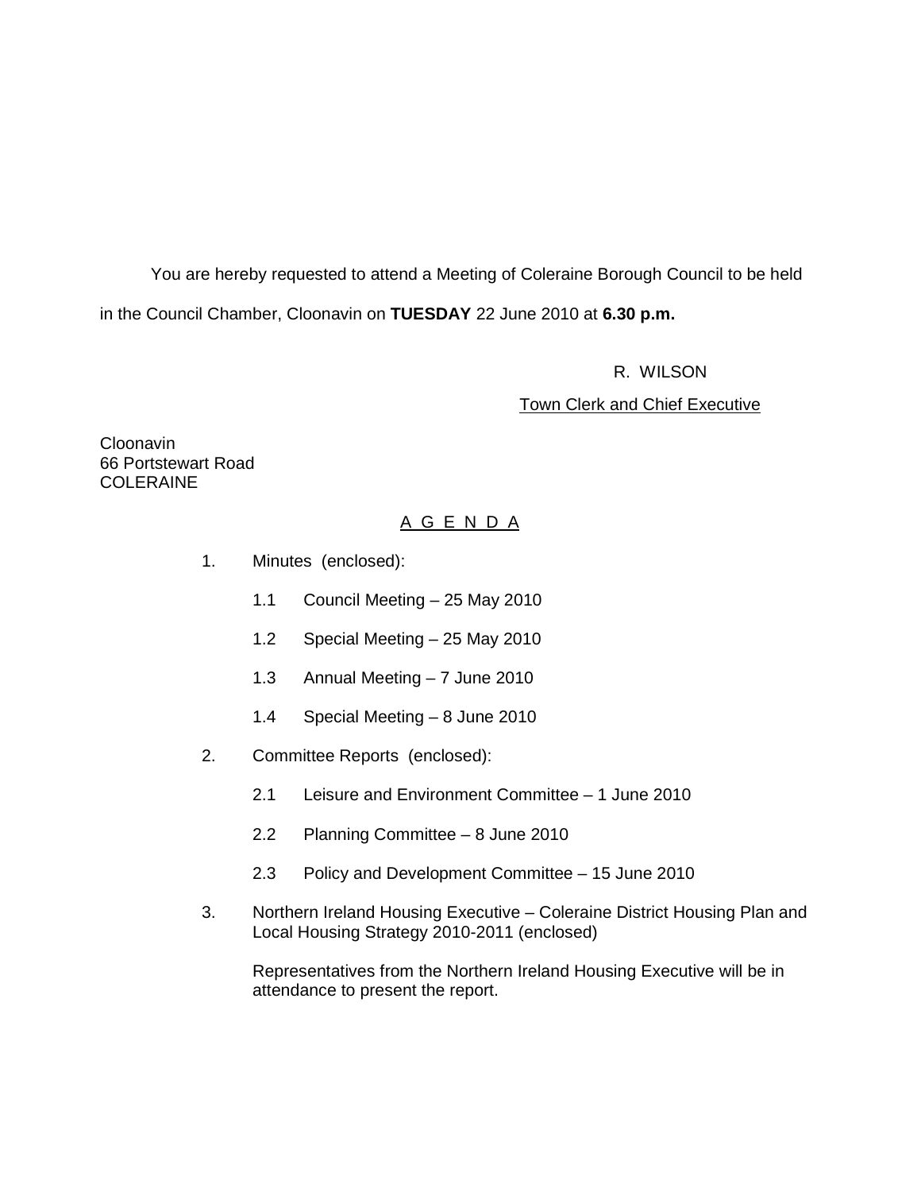You are hereby requested to attend a Meeting of Coleraine Borough Council to be held in the Council Chamber, Cloonavin on **TUESDAY** 22 June 2010 at **6.30 p.m.**

R. WILSON

Town Clerk and Chief Executive

Cloonavin
66 Portstewart Road
COLERAINE

## A G E N D A

1. Minutes (enclosed):

   1.1 Council Meeting – 25 May 2010

   1.2 Special Meeting – 25 May 2010

   1.3 Annual Meeting – 7 June 2010

   1.4 Special Meeting – 8 June 2010

2. Committee Reports (enclosed):

   2.1 Leisure and Environment Committee – 1 June 2010

   2.2 Planning Committee – 8 June 2010

   2.3 Policy and Development Committee – 15 June 2010

3. Northern Ireland Housing Executive – Coleraine District Housing Plan and Local Housing Strategy 2010-2011 (enclosed)

   Representatives from the Northern Ireland Housing Executive will be in attendance to present the report.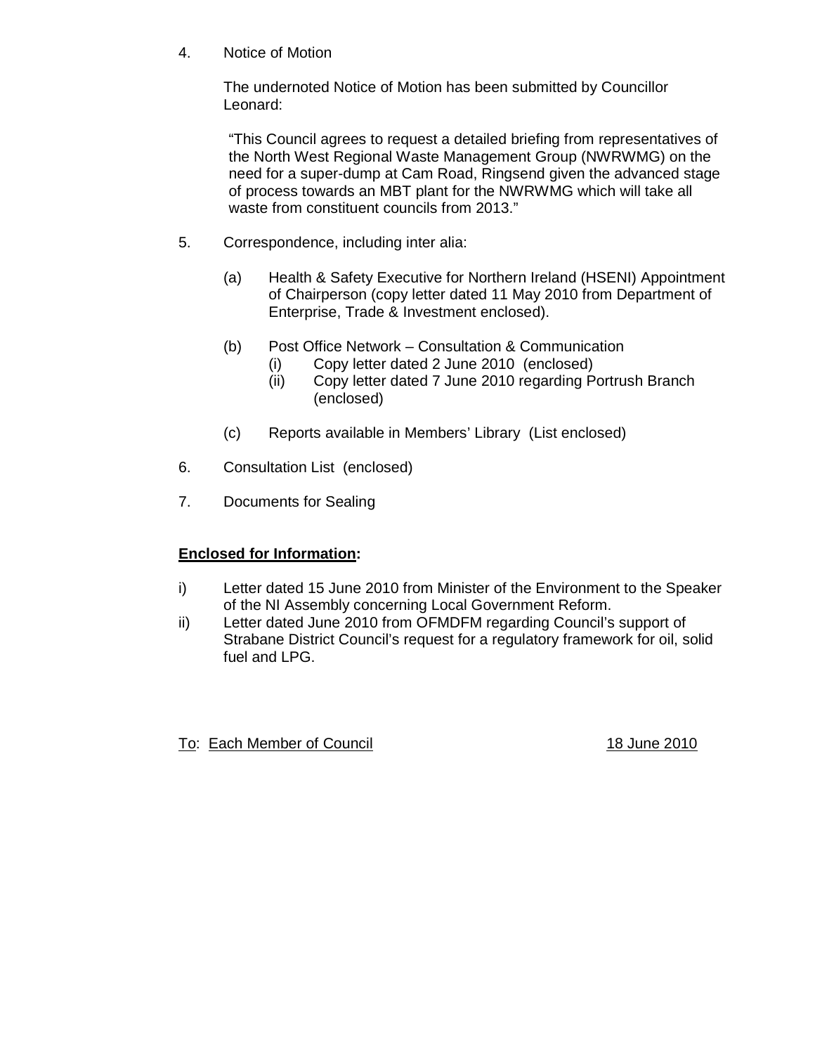4. Notice of Motion

   The undernoted Notice of Motion has been submitted by Councillor Leonard:

   "This Council agrees to request a detailed briefing from representatives of the North West Regional Waste Management Group (NWRWMG) on the need for a super-dump at Cam Road, Ringsend given the advanced stage of process towards an MBT plant for the NWRWMG which will take all waste from constituent councils from 2013."

5. Correspondence, including inter alia:

   (a) Health & Safety Executive for Northern Ireland (HSENI) Appointment of Chairperson (copy letter dated 11 May 2010 from Department of Enterprise, Trade & Investment enclosed).

   (b) Post Office Network – Consultation & Communication
      (i) Copy letter dated 2 June 2010 (enclosed)
      (ii) Copy letter dated 7 June 2010 regarding Portrush Branch (enclosed)

   (c) Reports available in Members' Library (List enclosed)

6. Consultation List (enclosed)

7. Documents for Sealing

**<u>Enclosed for Information</u>:**

i) Letter dated 15 June 2010 from Minister of the Environment to the Speaker of the NI Assembly concerning Local Government Reform.

ii) Letter dated June 2010 from OFMDFM regarding Council's support of Strabane District Council's request for a regulatory framework for oil, solid fuel and LPG.

<u>To</u>: <u>Each Member of Council</u> <u>18 June 2010</u>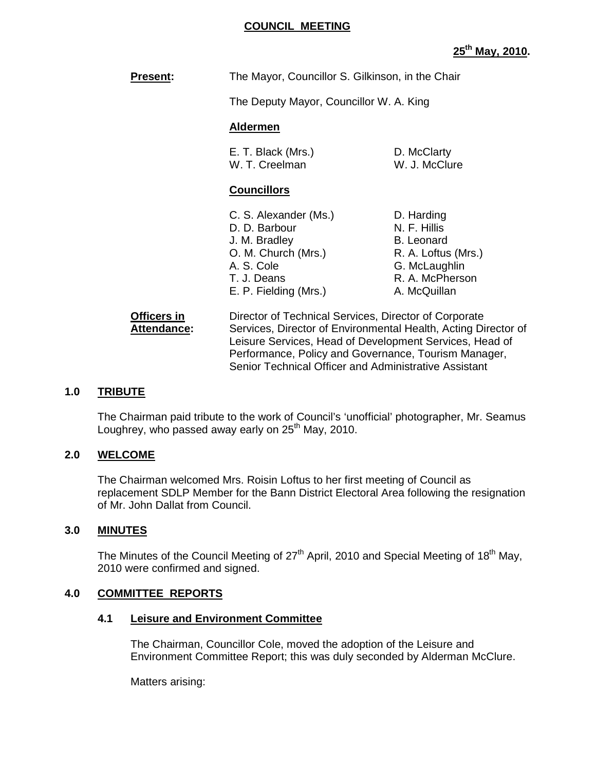**COUNCIL MEETING**

**25th May, 2010.**

**Present:** The Mayor, Councillor S. Gilkinson, in the Chair

The Deputy Mayor, Councillor W. A. King

**Aldermen**

E. T. Black (Mrs.) | D. McClarty
W. T. Creelman | W. J. McClure

**Councillors**

| | |
|---|---|
| C. S. Alexander (Ms.) | D. Harding |
| D. D. Barbour | N. F. Hillis |
| J. M. Bradley | B. Leonard |
| O. M. Church (Mrs.) | R. A. Loftus (Mrs.) |
| A. S. Cole | G. McLaughlin |
| T. J. Deans | R. A. McPherson |
| E. P. Fielding (Mrs.) | A. McQuillan |

**Officers in Attendance:** Director of Technical Services, Director of Corporate Services, Director of Environmental Health, Acting Director of Leisure Services, Head of Development Services, Head of Performance, Policy and Governance, Tourism Manager, Senior Technical Officer and Administrative Assistant

## 1.0 TRIBUTE

The Chairman paid tribute to the work of Council's 'unofficial' photographer, Mr. Seamus Loughrey, who passed away early on 25th May, 2010.

## 2.0 WELCOME

The Chairman welcomed Mrs. Roisin Loftus to her first meeting of Council as replacement SDLP Member for the Bann District Electoral Area following the resignation of Mr. John Dallat from Council.

## 3.0 MINUTES

The Minutes of the Council Meeting of 27th April, 2010 and Special Meeting of 18th May, 2010 were confirmed and signed.

## 4.0 COMMITTEE REPORTS

### 4.1 Leisure and Environment Committee

The Chairman, Councillor Cole, moved the adoption of the Leisure and Environment Committee Report; this was duly seconded by Alderman McClure.

Matters arising: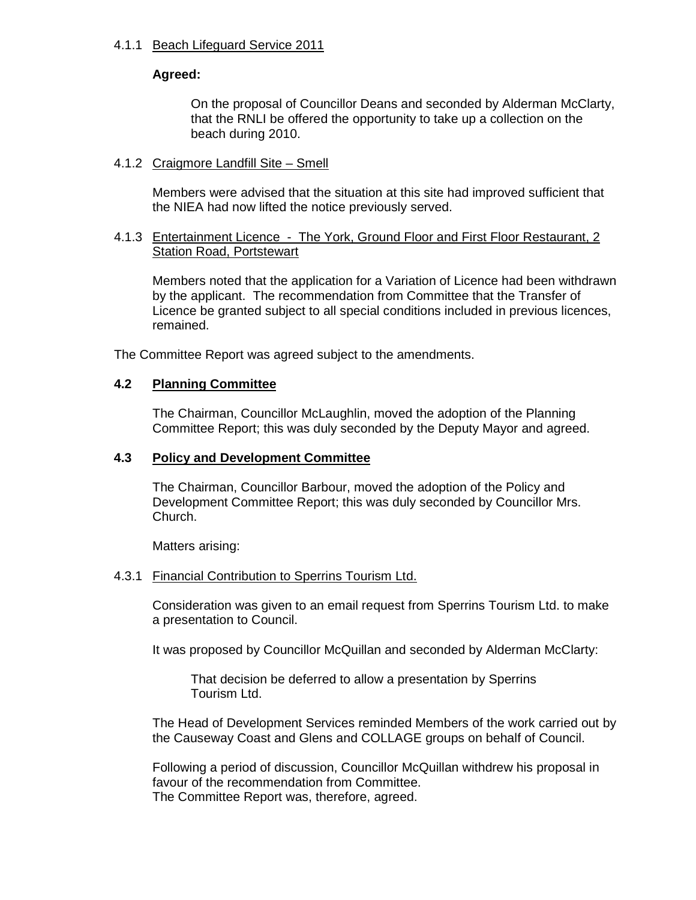4.1.1 Beach Lifeguard Service 2011

**Agreed:**

On the proposal of Councillor Deans and seconded by Alderman McClarty, that the RNLI be offered the opportunity to take up a collection on the beach during 2010.

4.1.2 Craigmore Landfill Site – Smell

Members were advised that the situation at this site had improved sufficient that the NIEA had now lifted the notice previously served.

4.1.3 Entertainment Licence - The York, Ground Floor and First Floor Restaurant, 2 Station Road, Portstewart

Members noted that the application for a Variation of Licence had been withdrawn by the applicant. The recommendation from Committee that the Transfer of Licence be granted subject to all special conditions included in previous licences, remained.

The Committee Report was agreed subject to the amendments.

**4.2 Planning Committee**

The Chairman, Councillor McLaughlin, moved the adoption of the Planning Committee Report; this was duly seconded by the Deputy Mayor and agreed.

**4.3 Policy and Development Committee**

The Chairman, Councillor Barbour, moved the adoption of the Policy and Development Committee Report; this was duly seconded by Councillor Mrs. Church.

Matters arising:

4.3.1 Financial Contribution to Sperrins Tourism Ltd.

Consideration was given to an email request from Sperrins Tourism Ltd. to make a presentation to Council.

It was proposed by Councillor McQuillan and seconded by Alderman McClarty:

That decision be deferred to allow a presentation by Sperrins Tourism Ltd.

The Head of Development Services reminded Members of the work carried out by the Causeway Coast and Glens and COLLAGE groups on behalf of Council.

Following a period of discussion, Councillor McQuillan withdrew his proposal in favour of the recommendation from Committee.
The Committee Report was, therefore, agreed.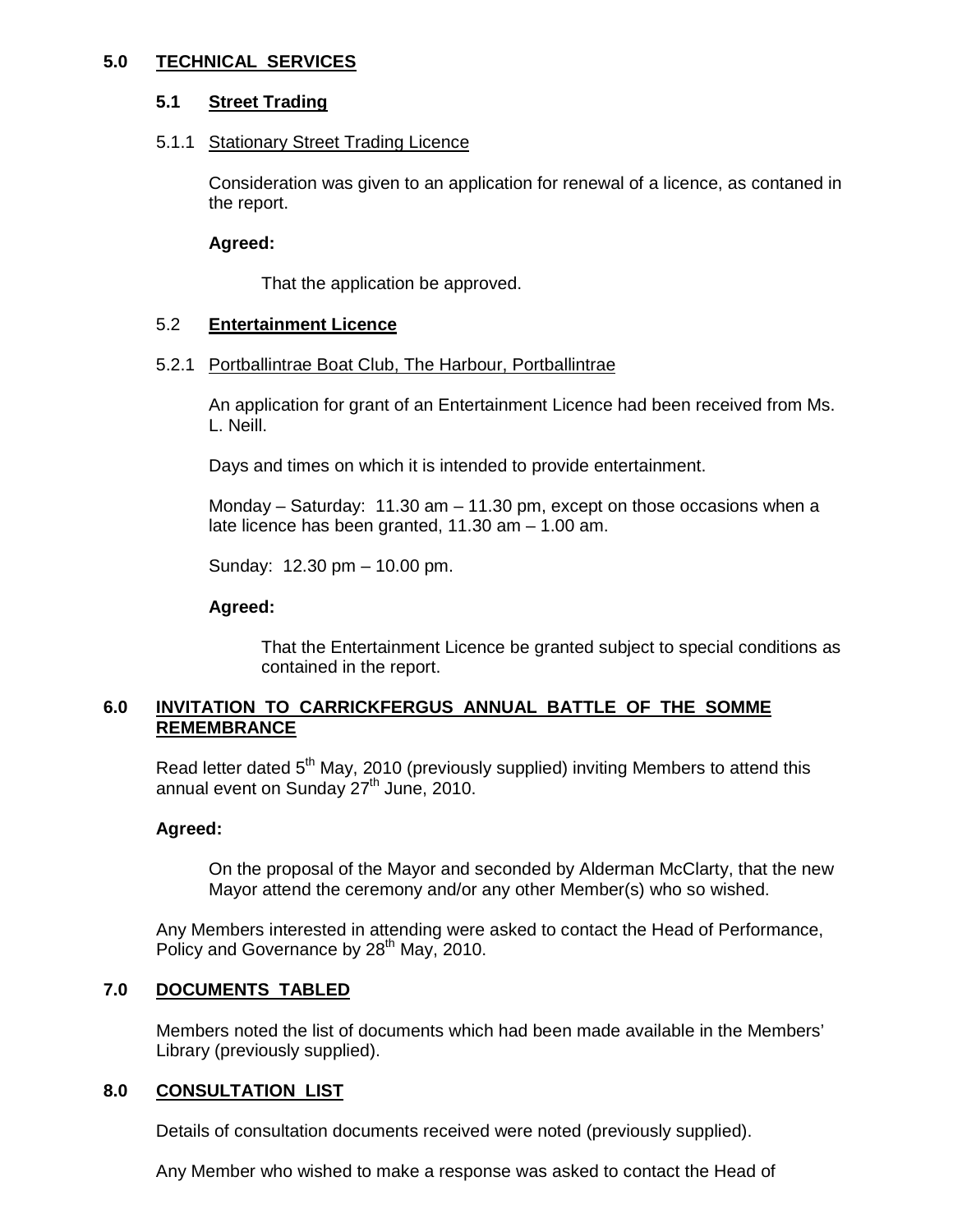## 5.0 TECHNICAL SERVICES

### 5.1 Street Trading

5.1.1 Stationary Street Trading Licence

Consideration was given to an application for renewal of a licence, as contaned in the report.

**Agreed:**

That the application be approved.

### 5.2 Entertainment Licence

5.2.1 Portballintrae Boat Club, The Harbour, Portballintrae

An application for grant of an Entertainment Licence had been received from Ms. L. Neill.

Days and times on which it is intended to provide entertainment.

Monday – Saturday: 11.30 am – 11.30 pm, except on those occasions when a late licence has been granted, 11.30 am – 1.00 am.

Sunday: 12.30 pm – 10.00 pm.

**Agreed:**

That the Entertainment Licence be granted subject to special conditions as contained in the report.

## 6.0 INVITATION TO CARRICKFERGUS ANNUAL BATTLE OF THE SOMME REMEMBRANCE

Read letter dated 5th May, 2010 (previously supplied) inviting Members to attend this annual event on Sunday 27th June, 2010.

**Agreed:**

On the proposal of the Mayor and seconded by Alderman McClarty, that the new Mayor attend the ceremony and/or any other Member(s) who so wished.

Any Members interested in attending were asked to contact the Head of Performance, Policy and Governance by 28th May, 2010.

## 7.0 DOCUMENTS TABLED

Members noted the list of documents which had been made available in the Members' Library (previously supplied).

## 8.0 CONSULTATION LIST

Details of consultation documents received were noted (previously supplied).

Any Member who wished to make a response was asked to contact the Head of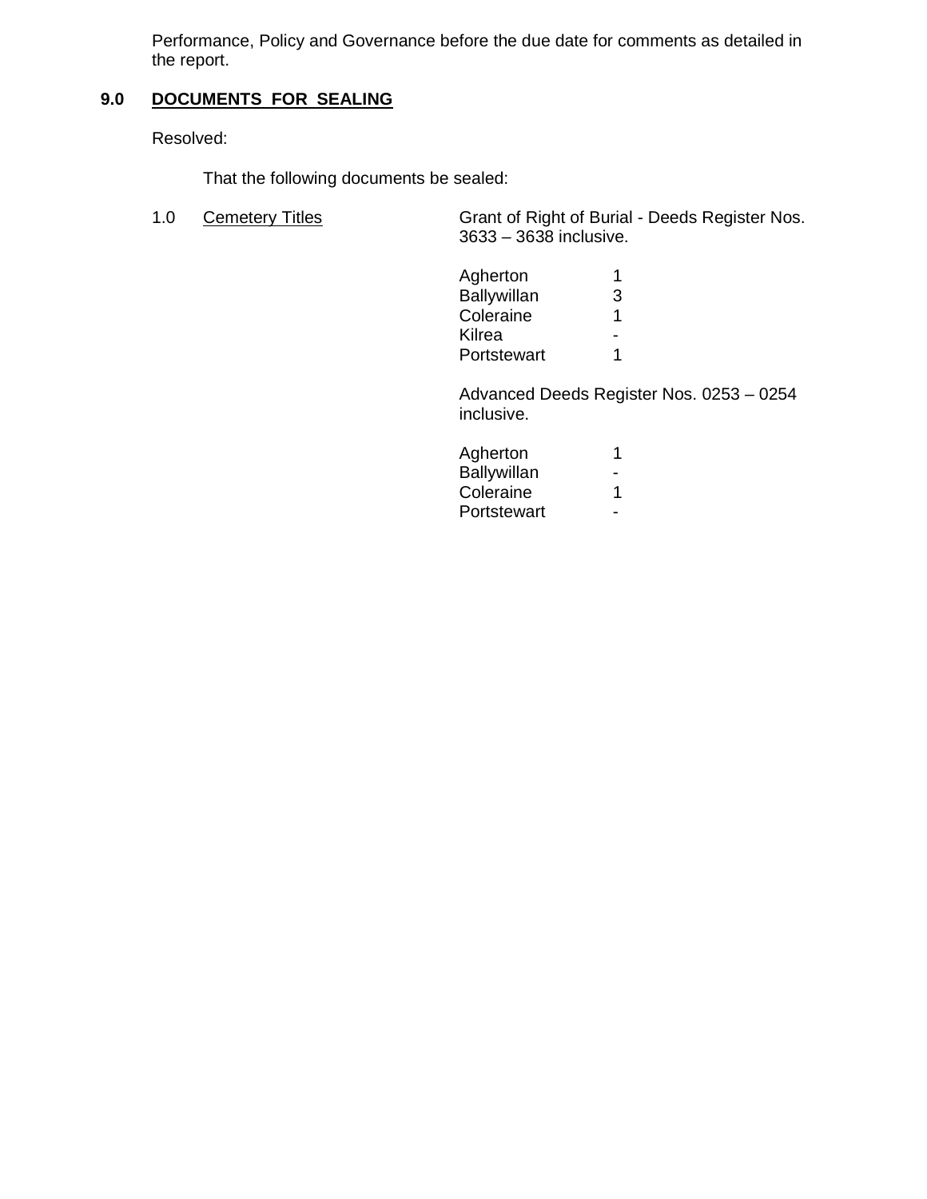Performance, Policy and Governance before the due date for comments as detailed in the report.

## 9.0 DOCUMENTS FOR SEALING

Resolved:

That the following documents be sealed:

1.0 Cemetery Titles

Grant of Right of Burial - Deeds Register Nos. 3633 – 3638 inclusive.

| | |
|---|---|
| Agherton | 1 |
| Ballywillan | 3 |
| Coleraine | 1 |
| Kilrea | - |
| Portstewart | 1 |

Advanced Deeds Register Nos. 0253 – 0254 inclusive.

| | |
|---|---|
| Agherton | 1 |
| Ballywillan | - |
| Coleraine | 1 |
| Portstewart | - |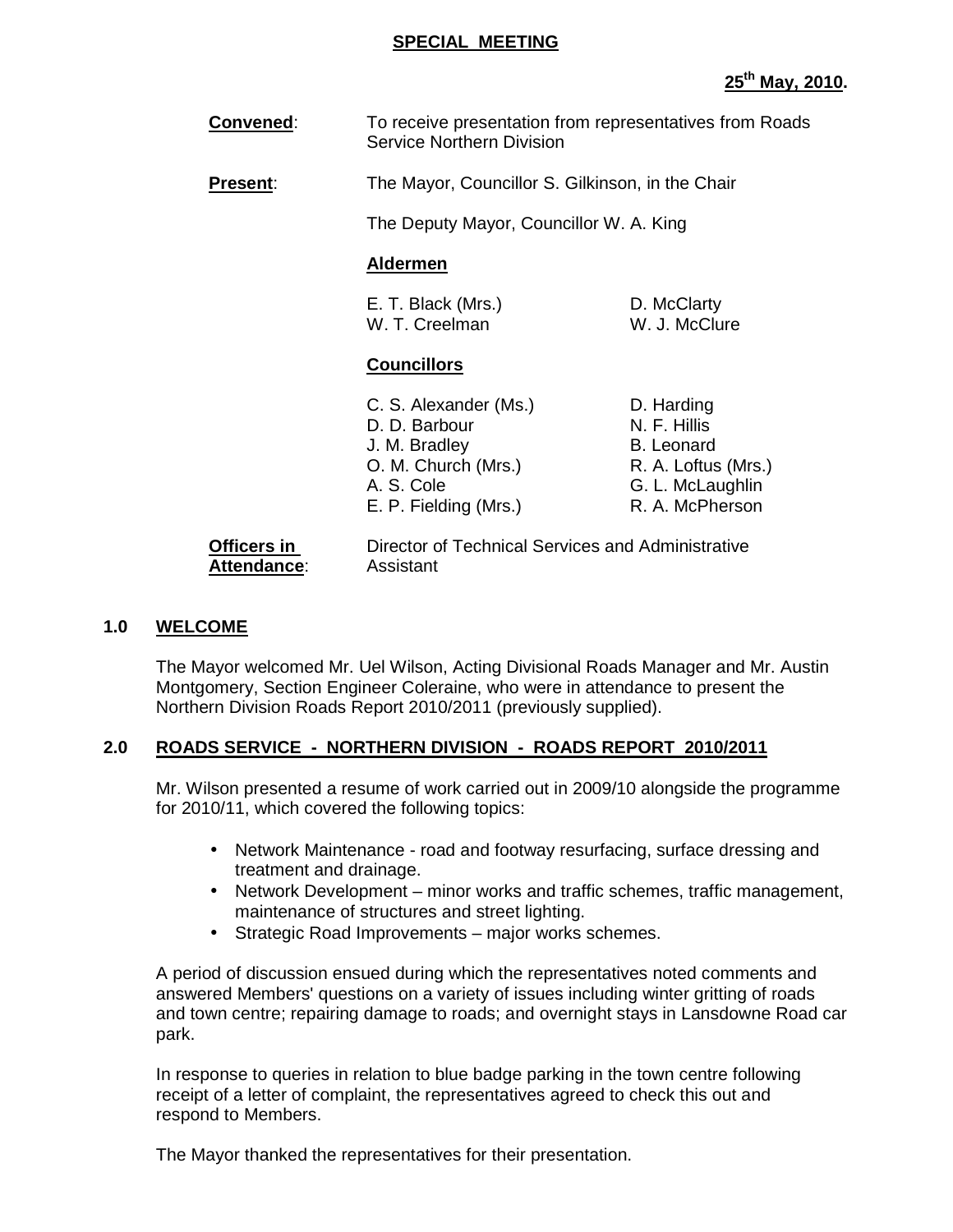**SPECIAL MEETING**

**25th May, 2010.**

**Convened**: To receive presentation from representatives from Roads Service Northern Division

**Present**: The Mayor, Councillor S. Gilkinson, in the Chair

The Deputy Mayor, Councillor W. A. King

**Aldermen**

| | |
|---|---|
| E. T. Black (Mrs.) | D. McClarty |
| W. T. Creelman | W. J. McClure |

**Councillors**

| | |
|---|---|
| C. S. Alexander (Ms.) | D. Harding |
| D. D. Barbour | N. F. Hillis |
| J. M. Bradley | B. Leonard |
| O. M. Church (Mrs.) | R. A. Loftus (Mrs.) |
| A. S. Cole | G. L. McLaughlin |
| E. P. Fielding (Mrs.) | R. A. McPherson |

**Officers in Attendance**: Director of Technical Services and Administrative Assistant

## 1.0 WELCOME

The Mayor welcomed Mr. Uel Wilson, Acting Divisional Roads Manager and Mr. Austin Montgomery, Section Engineer Coleraine, who were in attendance to present the Northern Division Roads Report 2010/2011 (previously supplied).

## 2.0 ROADS SERVICE - NORTHERN DIVISION - ROADS REPORT 2010/2011

Mr. Wilson presented a resume of work carried out in 2009/10 alongside the programme for 2010/11, which covered the following topics:

- Network Maintenance - road and footway resurfacing, surface dressing and treatment and drainage.
- Network Development – minor works and traffic schemes, traffic management, maintenance of structures and street lighting.
- Strategic Road Improvements – major works schemes.

A period of discussion ensued during which the representatives noted comments and answered Members' questions on a variety of issues including winter gritting of roads and town centre; repairing damage to roads; and overnight stays in Lansdowne Road car park.

In response to queries in relation to blue badge parking in the town centre following receipt of a letter of complaint, the representatives agreed to check this out and respond to Members.

The Mayor thanked the representatives for their presentation.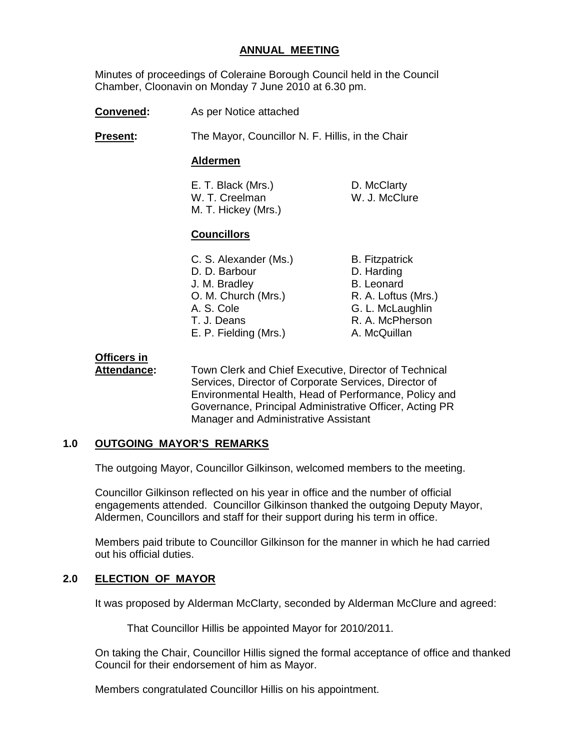# ANNUAL MEETING

Minutes of proceedings of Coleraine Borough Council held in the Council Chamber, Cloonavin on Monday 7 June 2010 at 6.30 pm.

**Convened:** As per Notice attached

**Present:** The Mayor, Councillor N. F. Hillis, in the Chair

**Aldermen**

| | |
|---|---|
| E. T. Black (Mrs.) | D. McClarty |
| W. T. Creelman | W. J. McClure |
| M. T. Hickey (Mrs.) | |

**Councillors**

| | |
|---|---|
| C. S. Alexander (Ms.) | B. Fitzpatrick |
| D. D. Barbour | D. Harding |
| J. M. Bradley | B. Leonard |
| O. M. Church (Mrs.) | R. A. Loftus (Mrs.) |
| A. S. Cole | G. L. McLaughlin |
| T. J. Deans | R. A. McPherson |
| E. P. Fielding (Mrs.) | A. McQuillan |

**Officers in Attendance:** Town Clerk and Chief Executive, Director of Technical Services, Director of Corporate Services, Director of Environmental Health, Head of Performance, Policy and Governance, Principal Administrative Officer, Acting PR Manager and Administrative Assistant

## 1.0 OUTGOING MAYOR'S REMARKS

The outgoing Mayor, Councillor Gilkinson, welcomed members to the meeting.

Councillor Gilkinson reflected on his year in office and the number of official engagements attended. Councillor Gilkinson thanked the outgoing Deputy Mayor, Aldermen, Councillors and staff for their support during his term in office.

Members paid tribute to Councillor Gilkinson for the manner in which he had carried out his official duties.

## 2.0 ELECTION OF MAYOR

It was proposed by Alderman McClarty, seconded by Alderman McClure and agreed:

> That Councillor Hillis be appointed Mayor for 2010/2011.

On taking the Chair, Councillor Hillis signed the formal acceptance of office and thanked Council for their endorsement of him as Mayor.

Members congratulated Councillor Hillis on his appointment.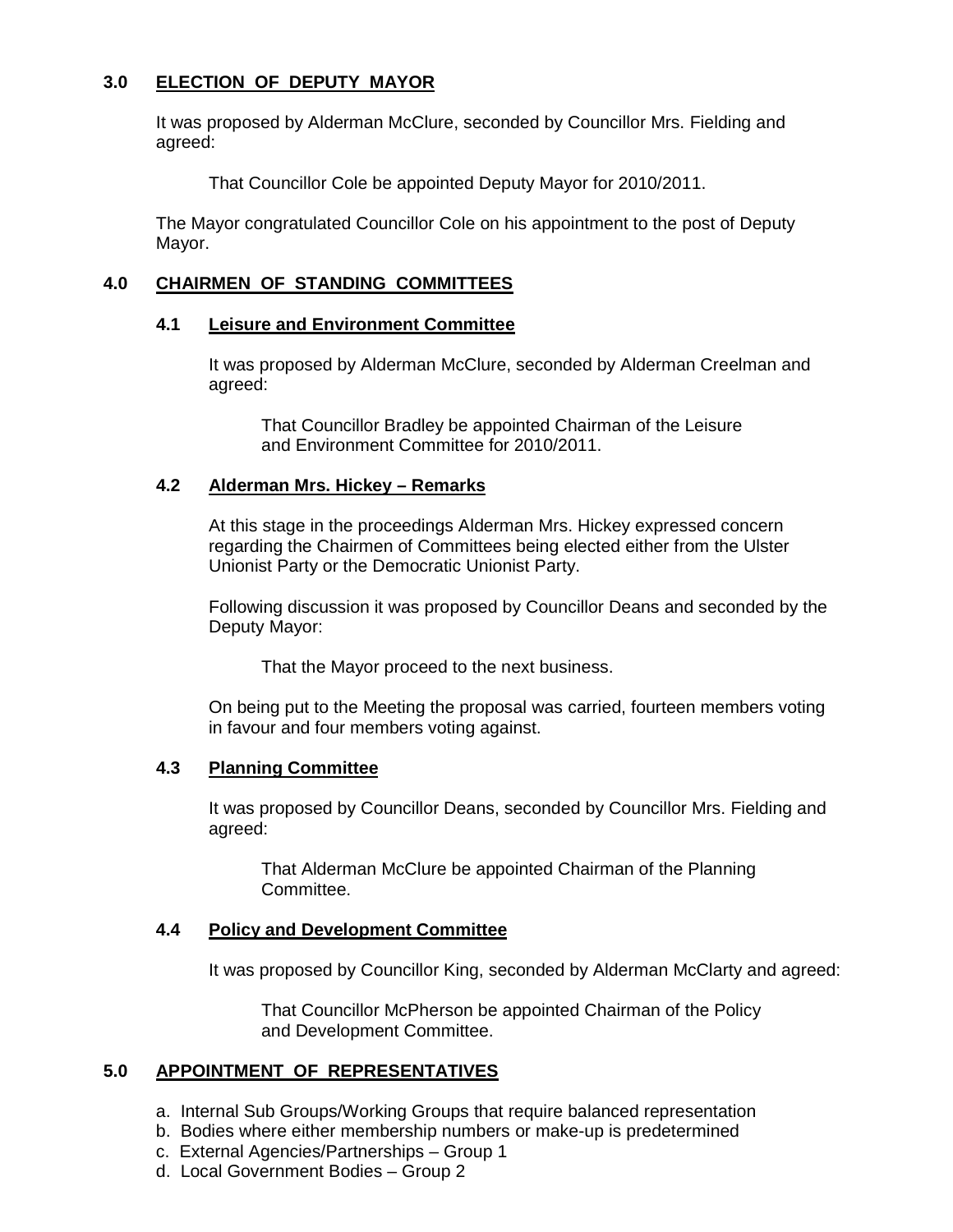## 3.0 ELECTION OF DEPUTY MAYOR

It was proposed by Alderman McClure, seconded by Councillor Mrs. Fielding and agreed:

> That Councillor Cole be appointed Deputy Mayor for 2010/2011.

The Mayor congratulated Councillor Cole on his appointment to the post of Deputy Mayor.

## 4.0 CHAIRMEN OF STANDING COMMITTEES

### 4.1 Leisure and Environment Committee

It was proposed by Alderman McClure, seconded by Alderman Creelman and agreed:

> That Councillor Bradley be appointed Chairman of the Leisure and Environment Committee for 2010/2011.

### 4.2 Alderman Mrs. Hickey – Remarks

At this stage in the proceedings Alderman Mrs. Hickey expressed concern regarding the Chairmen of Committees being elected either from the Ulster Unionist Party or the Democratic Unionist Party.

Following discussion it was proposed by Councillor Deans and seconded by the Deputy Mayor:

> That the Mayor proceed to the next business.

On being put to the Meeting the proposal was carried, fourteen members voting in favour and four members voting against.

### 4.3 Planning Committee

It was proposed by Councillor Deans, seconded by Councillor Mrs. Fielding and agreed:

> That Alderman McClure be appointed Chairman of the Planning Committee.

### 4.4 Policy and Development Committee

It was proposed by Councillor King, seconded by Alderman McClarty and agreed:

> That Councillor McPherson be appointed Chairman of the Policy and Development Committee.

## 5.0 APPOINTMENT OF REPRESENTATIVES

a. Internal Sub Groups/Working Groups that require balanced representation
b. Bodies where either membership numbers or make-up is predetermined
c. External Agencies/Partnerships – Group 1
d. Local Government Bodies – Group 2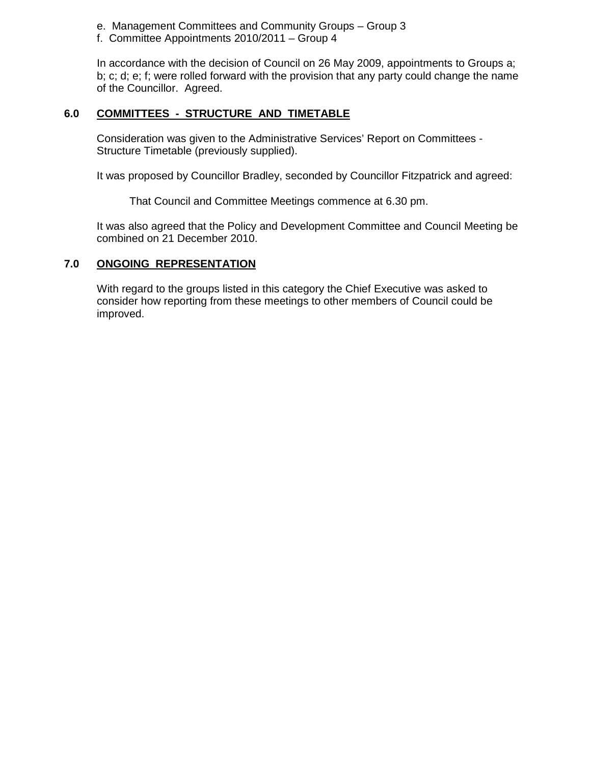e. Management Committees and Community Groups – Group 3
f. Committee Appointments 2010/2011 – Group 4

In accordance with the decision of Council on 26 May 2009, appointments to Groups a; b; c; d; e; f; were rolled forward with the provision that any party could change the name of the Councillor. Agreed.

## 6.0 COMMITTEES - STRUCTURE AND TIMETABLE

Consideration was given to the Administrative Services' Report on Committees - Structure Timetable (previously supplied).

It was proposed by Councillor Bradley, seconded by Councillor Fitzpatrick and agreed:

> That Council and Committee Meetings commence at 6.30 pm.

It was also agreed that the Policy and Development Committee and Council Meeting be combined on 21 December 2010.

## 7.0 ONGOING REPRESENTATION

With regard to the groups listed in this category the Chief Executive was asked to consider how reporting from these meetings to other members of Council could be improved.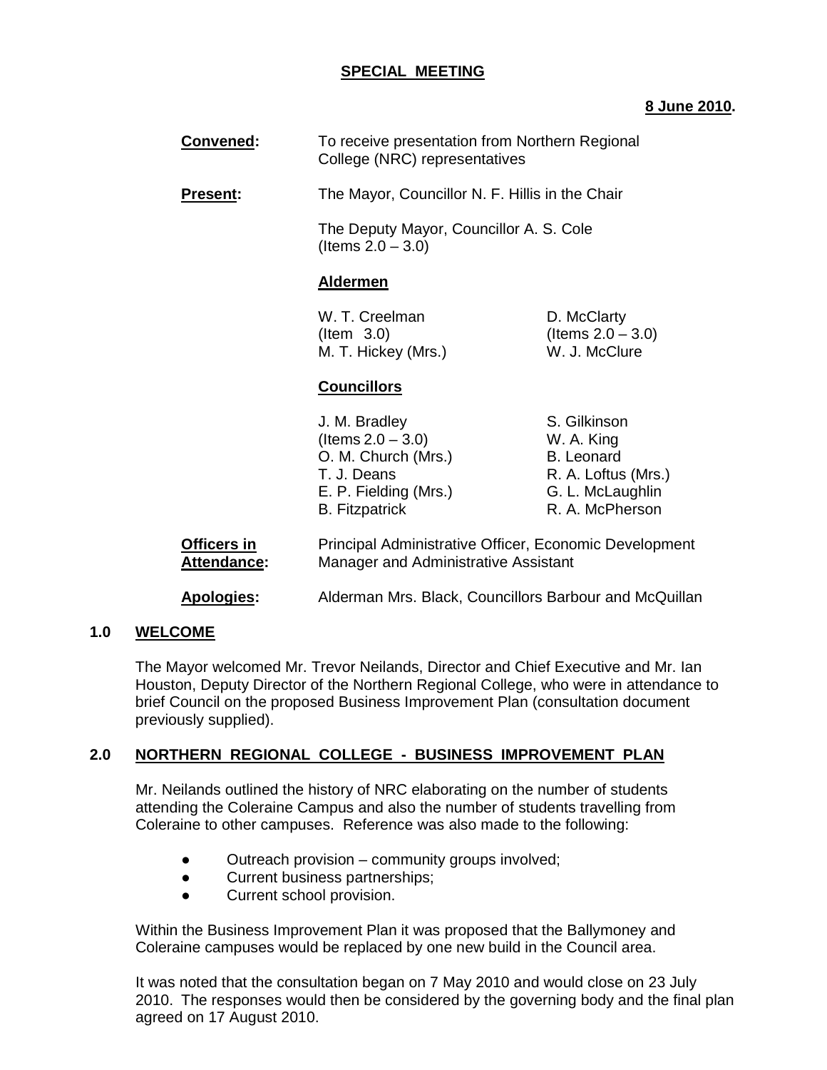**SPECIAL MEETING**

**8 June 2010.**

**Convened:** To receive presentation from Northern Regional College (NRC) representatives

**Present:** The Mayor, Councillor N. F. Hillis in the Chair

The Deputy Mayor, Councillor A. S. Cole (Items 2.0 – 3.0)

**Aldermen**

W. T. Creelman (Item 3.0)
M. T. Hickey (Mrs.)
D. McClarty (Items 2.0 – 3.0)
W. J. McClure

**Councillors**

J. M. Bradley (Items 2.0 – 3.0)
O. M. Church (Mrs.)
T. J. Deans
E. P. Fielding (Mrs.)
B. Fitzpatrick
S. Gilkinson
W. A. King
B. Leonard
R. A. Loftus (Mrs.)
G. L. McLaughlin
R. A. McPherson

**Officers in Attendance:** Principal Administrative Officer, Economic Development Manager and Administrative Assistant

**Apologies:** Alderman Mrs. Black, Councillors Barbour and McQuillan

## 1.0 WELCOME

The Mayor welcomed Mr. Trevor Neilands, Director and Chief Executive and Mr. Ian Houston, Deputy Director of the Northern Regional College, who were in attendance to brief Council on the proposed Business Improvement Plan (consultation document previously supplied).

## 2.0 NORTHERN REGIONAL COLLEGE - BUSINESS IMPROVEMENT PLAN

Mr. Neilands outlined the history of NRC elaborating on the number of students attending the Coleraine Campus and also the number of students travelling from Coleraine to other campuses. Reference was also made to the following:

- Outreach provision – community groups involved;
- Current business partnerships;
- Current school provision.

Within the Business Improvement Plan it was proposed that the Ballymoney and Coleraine campuses would be replaced by one new build in the Council area.

It was noted that the consultation began on 7 May 2010 and would close on 23 July 2010. The responses would then be considered by the governing body and the final plan agreed on 17 August 2010.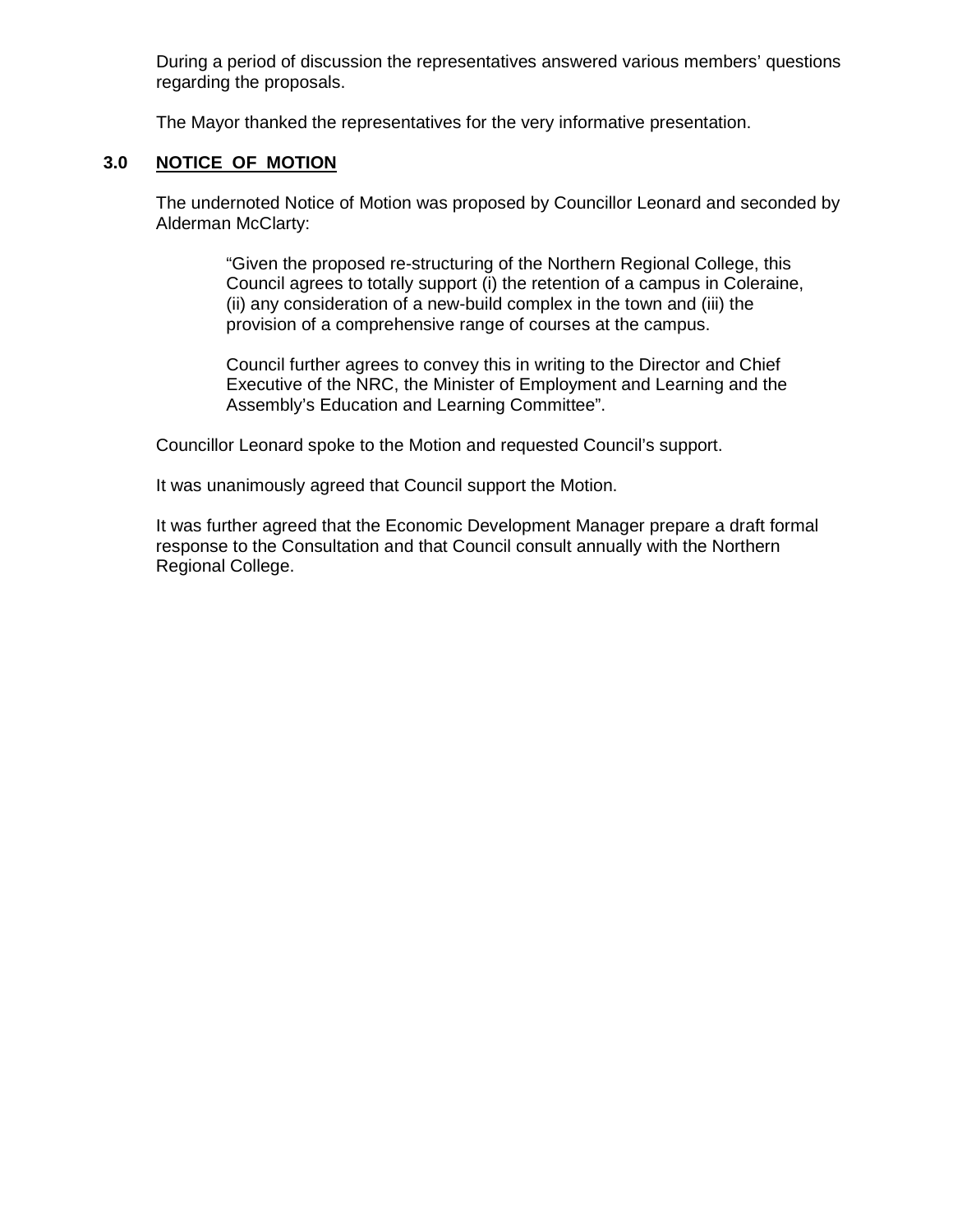During a period of discussion the representatives answered various members' questions regarding the proposals.

The Mayor thanked the representatives for the very informative presentation.

## 3.0 NOTICE OF MOTION

The undernoted Notice of Motion was proposed by Councillor Leonard and seconded by Alderman McClarty:

> "Given the proposed re-structuring of the Northern Regional College, this Council agrees to totally support (i) the retention of a campus in Coleraine, (ii) any consideration of a new-build complex in the town and (iii) the provision of a comprehensive range of courses at the campus.
>
> Council further agrees to convey this in writing to the Director and Chief Executive of the NRC, the Minister of Employment and Learning and the Assembly's Education and Learning Committee".

Councillor Leonard spoke to the Motion and requested Council's support.

It was unanimously agreed that Council support the Motion.

It was further agreed that the Economic Development Manager prepare a draft formal response to the Consultation and that Council consult annually with the Northern Regional College.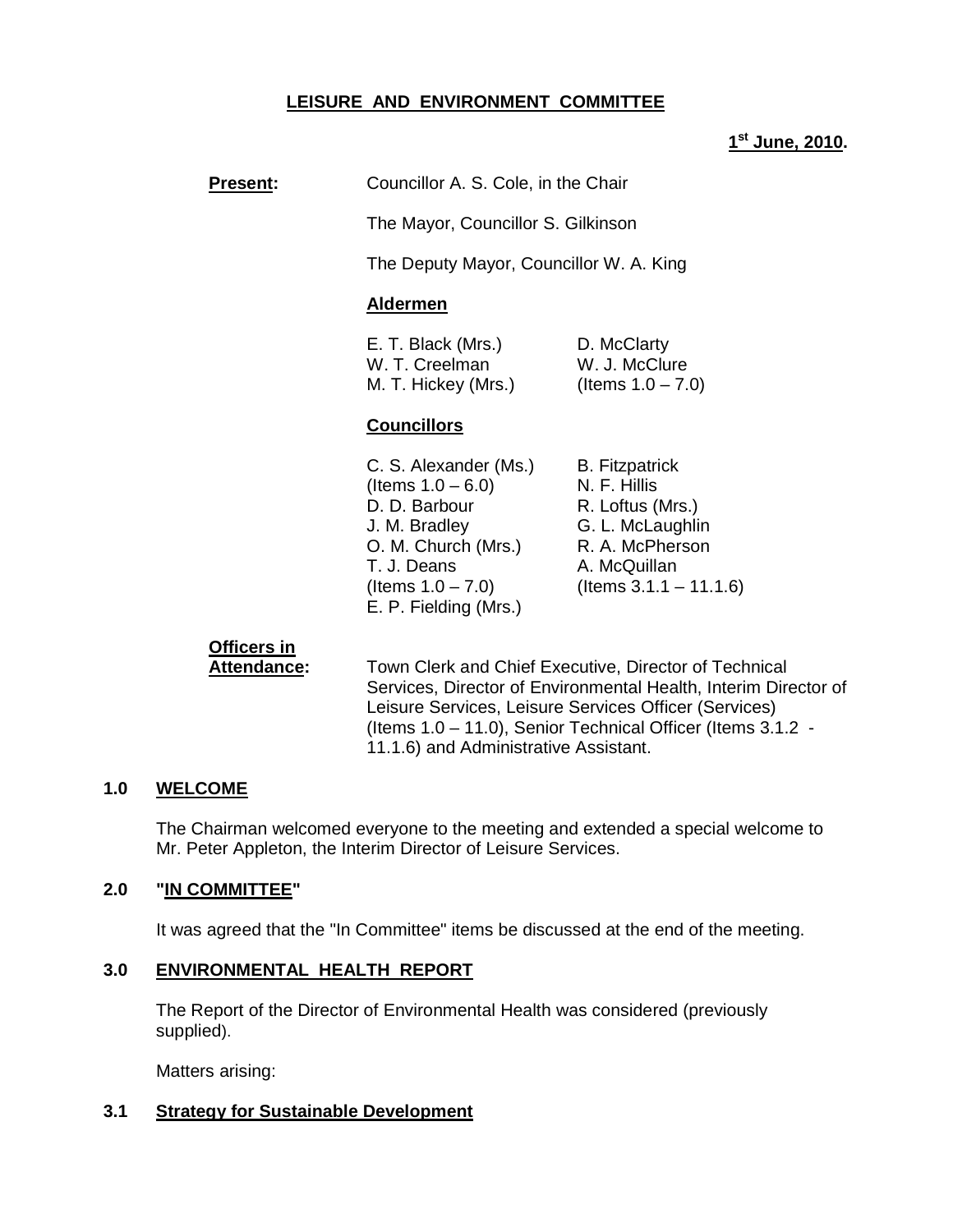# LEISURE AND ENVIRONMENT COMMITTEE

**1st June, 2010.**

**Present:** Councillor A. S. Cole, in the Chair

The Mayor, Councillor S. Gilkinson

The Deputy Mayor, Councillor W. A. King

**Aldermen**

| | |
|---|---|
| E. T. Black (Mrs.) | D. McClarty |
| W. T. Creelman | W. J. McClure |
| M. T. Hickey (Mrs.) | (Items 1.0 – 7.0) |

**Councillors**

| | |
|---|---|
| C. S. Alexander (Ms.) | B. Fitzpatrick |
| (Items 1.0 – 6.0) | N. F. Hillis |
| D. D. Barbour | R. Loftus (Mrs.) |
| J. M. Bradley | G. L. McLaughlin |
| O. M. Church (Mrs.) | R. A. McPherson |
| T. J. Deans | A. McQuillan |
| (Items 1.0 – 7.0) | (Items 3.1.1 – 11.1.6) |
| E. P. Fielding (Mrs.) | |

**Officers in Attendance:** Town Clerk and Chief Executive, Director of Technical Services, Director of Environmental Health, Interim Director of Leisure Services, Leisure Services Officer (Services) (Items 1.0 – 11.0), Senior Technical Officer (Items 3.1.2 - 11.1.6) and Administrative Assistant.

## 1.0 WELCOME

The Chairman welcomed everyone to the meeting and extended a special welcome to Mr. Peter Appleton, the Interim Director of Leisure Services.

## 2.0 "IN COMMITTEE"

It was agreed that the "In Committee" items be discussed at the end of the meeting.

## 3.0 ENVIRONMENTAL HEALTH REPORT

The Report of the Director of Environmental Health was considered (previously supplied).

Matters arising:

### 3.1 Strategy for Sustainable Development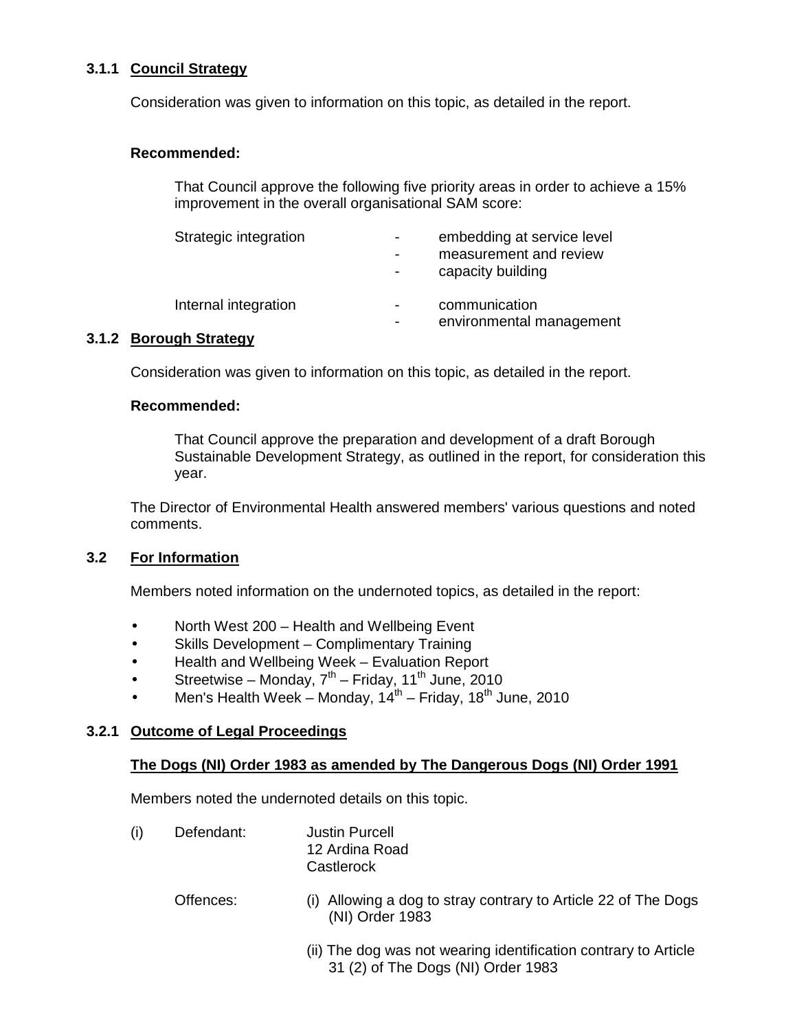### 3.1.1 Council Strategy

Consideration was given to information on this topic, as detailed in the report.

**Recommended:**

That Council approve the following five priority areas in order to achieve a 15% improvement in the overall organisational SAM score:

| | | |
|---|---|---|
| Strategic integration | - | embedding at service level |
| | - | measurement and review |
| | - | capacity building |
| Internal integration | - | communication |
| | - | environmental management |

### 3.1.2 Borough Strategy

Consideration was given to information on this topic, as detailed in the report.

**Recommended:**

That Council approve the preparation and development of a draft Borough Sustainable Development Strategy, as outlined in the report, for consideration this year.

The Director of Environmental Health answered members' various questions and noted comments.

### 3.2 For Information

Members noted information on the undernoted topics, as detailed in the report:

- North West 200 – Health and Wellbeing Event
- Skills Development – Complimentary Training
- Health and Wellbeing Week – Evaluation Report
- Streetwise – Monday, 7th – Friday, 11th June, 2010
- Men's Health Week – Monday, 14th – Friday, 18th June, 2010

### 3.2.1 Outcome of Legal Proceedings

**The Dogs (NI) Order 1983 as amended by The Dangerous Dogs (NI) Order 1991**

Members noted the undernoted details on this topic.

(i) Defendant: Justin Purcell
12 Ardina Road
Castlerock

Offences:

(i) Allowing a dog to stray contrary to Article 22 of The Dogs (NI) Order 1983

(ii) The dog was not wearing identification contrary to Article 31 (2) of The Dogs (NI) Order 1983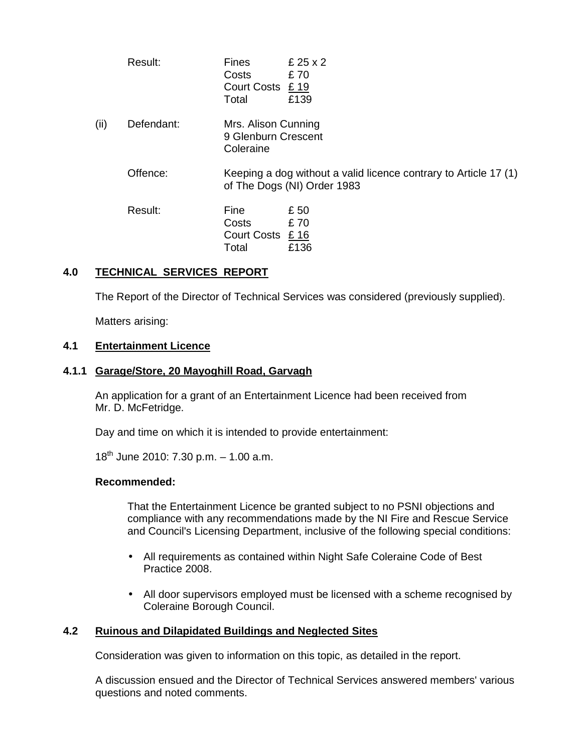Result: 

| | |
|---|---|
| Fines | £ 25 x 2 |
| Costs | £ 70 |
| Court Costs | £ 19 |
| Total | £139 |

(ii) Defendant: Mrs. Alison Cunning
9 Glenburn Crescent
Coleraine

Offence: Keeping a dog without a valid licence contrary to Article 17 (1) of The Dogs (NI) Order 1983

Result: 

| | |
|---|---|
| Fine | £ 50 |
| Costs | £ 70 |
| Court Costs | £ 16 |
| Total | £136 |

## 4.0 TECHNICAL SERVICES REPORT

The Report of the Director of Technical Services was considered (previously supplied).

Matters arising:

### 4.1 Entertainment Licence

#### 4.1.1 Garage/Store, 20 Mayoghill Road, Garvagh

An application for a grant of an Entertainment Licence had been received from Mr. D. McFetridge.

Day and time on which it is intended to provide entertainment:

18th June 2010: 7.30 p.m. – 1.00 a.m.

**Recommended:**

That the Entertainment Licence be granted subject to no PSNI objections and compliance with any recommendations made by the NI Fire and Rescue Service and Council's Licensing Department, inclusive of the following special conditions:

- All requirements as contained within Night Safe Coleraine Code of Best Practice 2008.
- All door supervisors employed must be licensed with a scheme recognised by Coleraine Borough Council.

### 4.2 Ruinous and Dilapidated Buildings and Neglected Sites

Consideration was given to information on this topic, as detailed in the report.

A discussion ensued and the Director of Technical Services answered members' various questions and noted comments.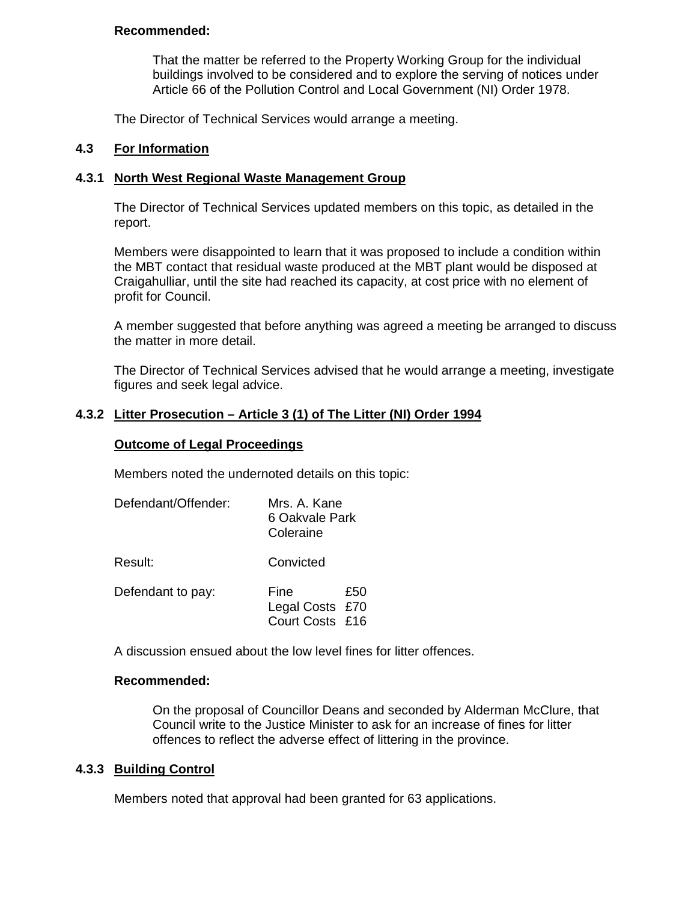**Recommended:**

> That the matter be referred to the Property Working Group for the individual buildings involved to be considered and to explore the serving of notices under Article 66 of the Pollution Control and Local Government (NI) Order 1978.

The Director of Technical Services would arrange a meeting.

### 4.3 For Information

#### 4.3.1 North West Regional Waste Management Group

The Director of Technical Services updated members on this topic, as detailed in the report.

Members were disappointed to learn that it was proposed to include a condition within the MBT contact that residual waste produced at the MBT plant would be disposed at Craigahulliar, until the site had reached its capacity, at cost price with no element of profit for Council.

A member suggested that before anything was agreed a meeting be arranged to discuss the matter in more detail.

The Director of Technical Services advised that he would arrange a meeting, investigate figures and seek legal advice.

#### 4.3.2 Litter Prosecution – Article 3 (1) of The Litter (NI) Order 1994

**Outcome of Legal Proceedings**

Members noted the undernoted details on this topic:

| | | |
|---|---|---|
| Defendant/Offender: | Mrs. A. Kane<br>6 Oakvale Park<br>Coleraine | |
| Result: | Convicted | |
| Defendant to pay: | Fine | £50 |
| | Legal Costs | £70 |
| | Court Costs | £16 |

A discussion ensued about the low level fines for litter offences.

**Recommended:**

> On the proposal of Councillor Deans and seconded by Alderman McClure, that Council write to the Justice Minister to ask for an increase of fines for litter offences to reflect the adverse effect of littering in the province.

#### 4.3.3 Building Control

Members noted that approval had been granted for 63 applications.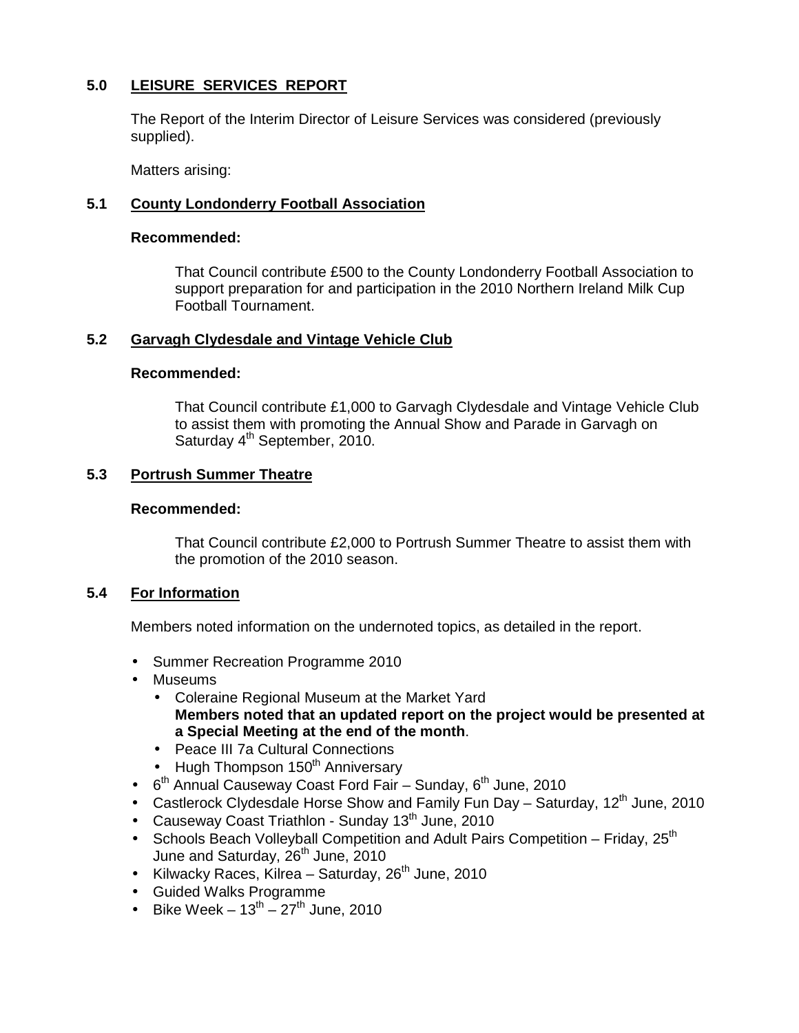## 5.0 LEISURE SERVICES REPORT

The Report of the Interim Director of Leisure Services was considered (previously supplied).

Matters arising:

### 5.1 County Londonderry Football Association

**Recommended:**

That Council contribute £500 to the County Londonderry Football Association to support preparation for and participation in the 2010 Northern Ireland Milk Cup Football Tournament.

### 5.2 Garvagh Clydesdale and Vintage Vehicle Club

**Recommended:**

That Council contribute £1,000 to Garvagh Clydesdale and Vintage Vehicle Club to assist them with promoting the Annual Show and Parade in Garvagh on Saturday 4th September, 2010.

### 5.3 Portrush Summer Theatre

**Recommended:**

That Council contribute £2,000 to Portrush Summer Theatre to assist them with the promotion of the 2010 season.

### 5.4 For Information

Members noted information on the undernoted topics, as detailed in the report.

- Summer Recreation Programme 2010
- Museums
  - Coleraine Regional Museum at the Market Yard
    **Members noted that an updated report on the project would be presented at a Special Meeting at the end of the month**.
  - Peace III 7a Cultural Connections
  - Hugh Thompson 150th Anniversary
- 6th Annual Causeway Coast Ford Fair – Sunday, 6th June, 2010
- Castlerock Clydesdale Horse Show and Family Fun Day – Saturday, 12th June, 2010
- Causeway Coast Triathlon - Sunday 13th June, 2010
- Schools Beach Volleyball Competition and Adult Pairs Competition – Friday, 25th June and Saturday, 26th June, 2010
- Kilwacky Races, Kilrea – Saturday, 26th June, 2010
- Guided Walks Programme
- Bike Week – 13th – 27th June, 2010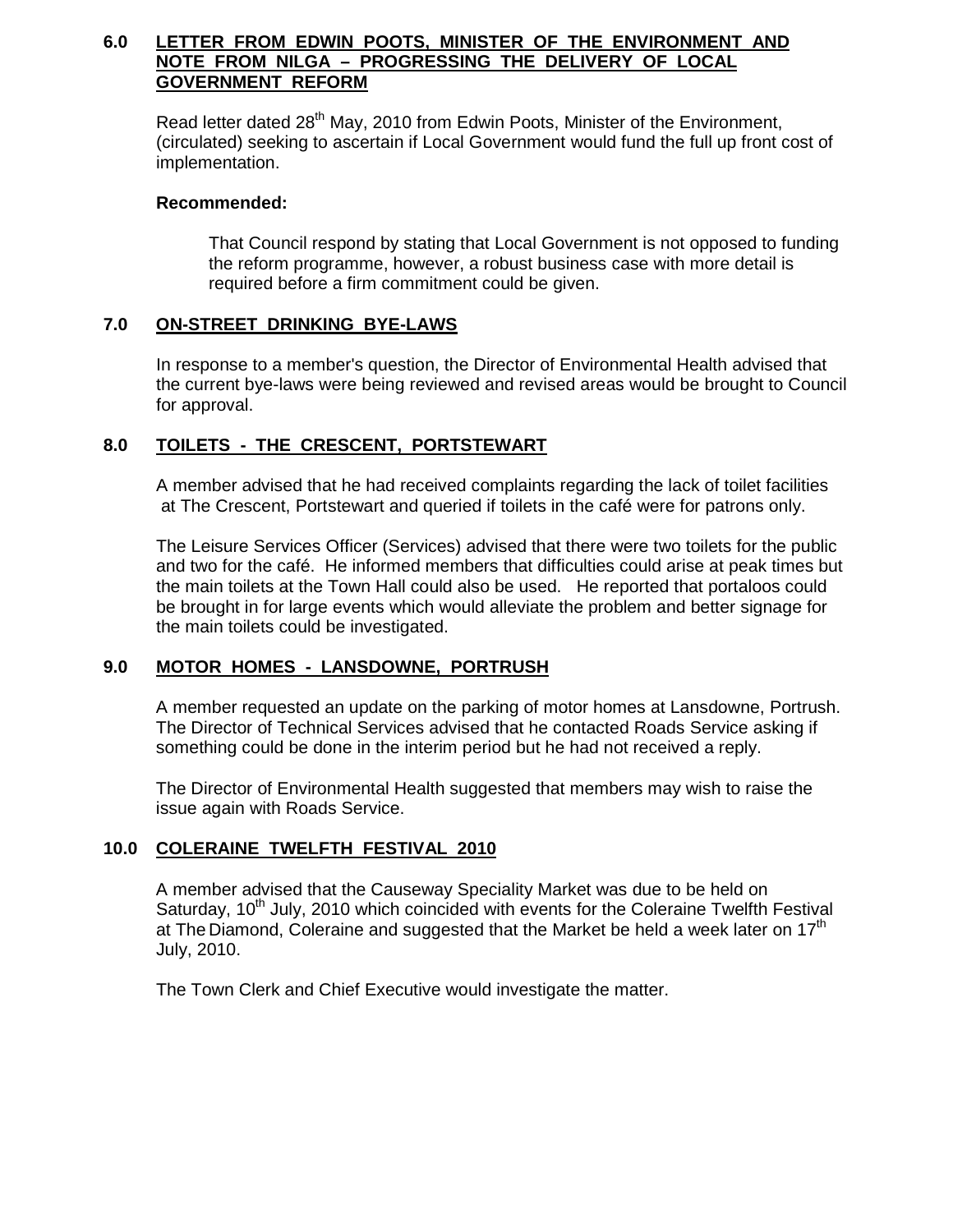## 6.0 LETTER FROM EDWIN POOTS, MINISTER OF THE ENVIRONMENT AND NOTE FROM NILGA – PROGRESSING THE DELIVERY OF LOCAL GOVERNMENT REFORM

Read letter dated 28th May, 2010 from Edwin Poots, Minister of the Environment, (circulated) seeking to ascertain if Local Government would fund the full up front cost of implementation.

**Recommended:**

> That Council respond by stating that Local Government is not opposed to funding the reform programme, however, a robust business case with more detail is required before a firm commitment could be given.

## 7.0 ON-STREET DRINKING BYE-LAWS

In response to a member's question, the Director of Environmental Health advised that the current bye-laws were being reviewed and revised areas would be brought to Council for approval.

## 8.0 TOILETS - THE CRESCENT, PORTSTEWART

A member advised that he had received complaints regarding the lack of toilet facilities at The Crescent, Portstewart and queried if toilets in the café were for patrons only.

The Leisure Services Officer (Services) advised that there were two toilets for the public and two for the café. He informed members that difficulties could arise at peak times but the main toilets at the Town Hall could also be used. He reported that portaloos could be brought in for large events which would alleviate the problem and better signage for the main toilets could be investigated.

## 9.0 MOTOR HOMES - LANSDOWNE, PORTRUSH

A member requested an update on the parking of motor homes at Lansdowne, Portrush. The Director of Technical Services advised that he contacted Roads Service asking if something could be done in the interim period but he had not received a reply.

The Director of Environmental Health suggested that members may wish to raise the issue again with Roads Service.

## 10.0 COLERAINE TWELFTH FESTIVAL 2010

A member advised that the Causeway Speciality Market was due to be held on Saturday, 10th July, 2010 which coincided with events for the Coleraine Twelfth Festival at The Diamond, Coleraine and suggested that the Market be held a week later on 17th July, 2010.

The Town Clerk and Chief Executive would investigate the matter.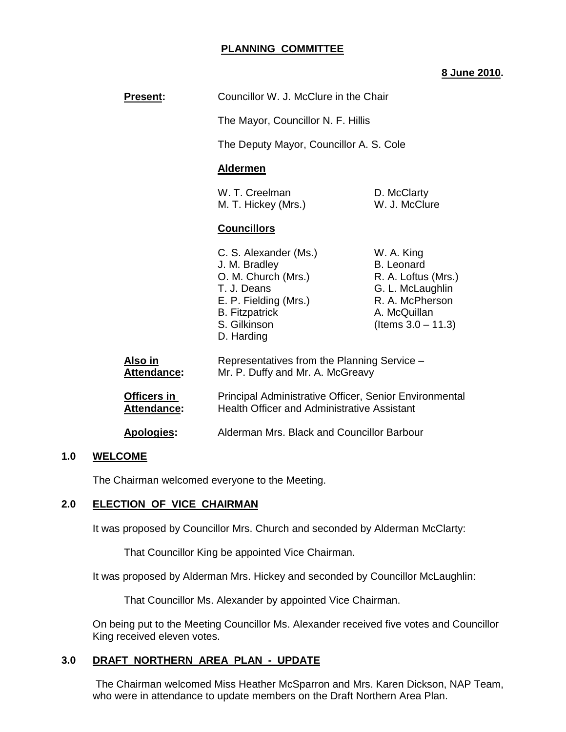**PLANNING COMMITTEE**

**8 June 2010.**

| | | |
|---|---|---|
| **Present:** | Councillor W. J. McClure in the Chair | |
| | The Mayor, Councillor N. F. Hillis | |
| | The Deputy Mayor, Councillor A. S. Cole | |
| | **Aldermen** | |
| | W. T. Creelman | D. McClarty |
| | M. T. Hickey (Mrs.) | W. J. McClure |
| | **Councillors** | |
| | C. S. Alexander (Ms.) | W. A. King |
| | J. M. Bradley | B. Leonard |
| | O. M. Church (Mrs.) | R. A. Loftus (Mrs.) |
| | T. J. Deans | G. L. McLaughlin |
| | E. P. Fielding (Mrs.) | R. A. McPherson |
| | B. Fitzpatrick | A. McQuillan |
| | S. Gilkinson | (Items 3.0 – 11.3) |
| | D. Harding | |
| **Also in Attendance:** | Representatives from the Planning Service – Mr. P. Duffy and Mr. A. McGreavy | |
| **Officers in Attendance:** | Principal Administrative Officer, Senior Environmental Health Officer and Administrative Assistant | |
| **Apologies:** | Alderman Mrs. Black and Councillor Barbour | |

## 1.0 WELCOME

The Chairman welcomed everyone to the Meeting.

## 2.0 ELECTION OF VICE CHAIRMAN

It was proposed by Councillor Mrs. Church and seconded by Alderman McClarty:

That Councillor King be appointed Vice Chairman.

It was proposed by Alderman Mrs. Hickey and seconded by Councillor McLaughlin:

That Councillor Ms. Alexander by appointed Vice Chairman.

On being put to the Meeting Councillor Ms. Alexander received five votes and Councillor King received eleven votes.

## 3.0 DRAFT NORTHERN AREA PLAN - UPDATE

The Chairman welcomed Miss Heather McSparron and Mrs. Karen Dickson, NAP Team, who were in attendance to update members on the Draft Northern Area Plan.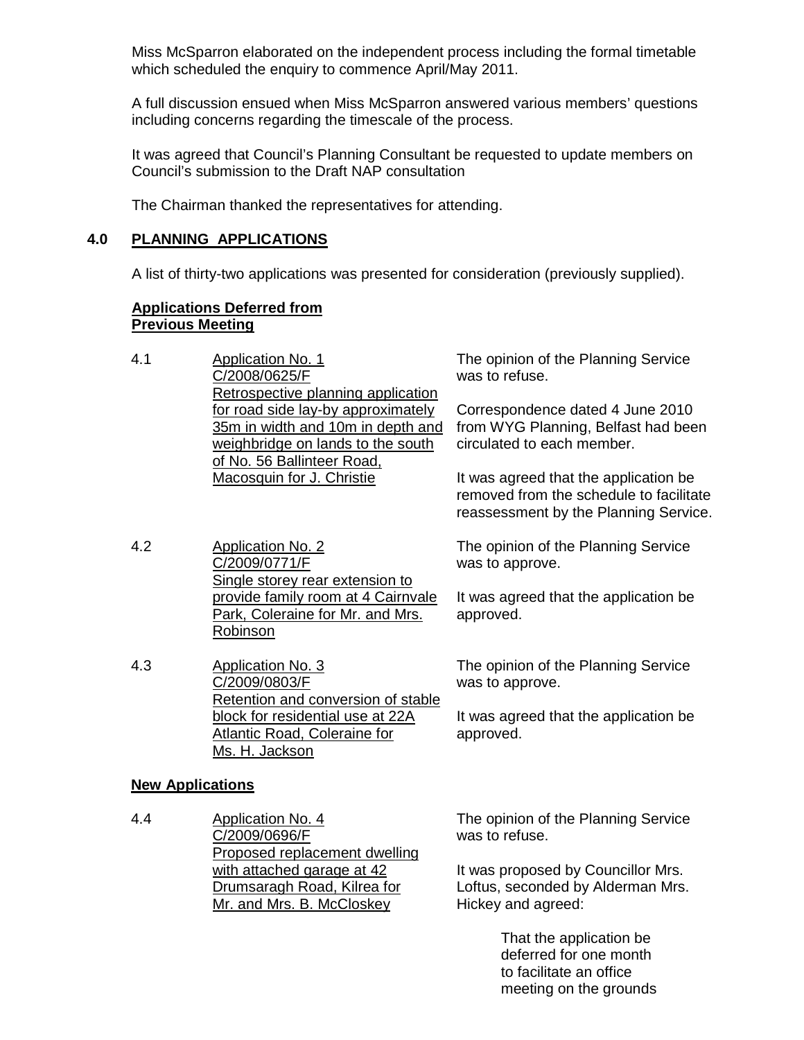Miss McSparron elaborated on the independent process including the formal timetable which scheduled the enquiry to commence April/May 2011.

A full discussion ensued when Miss McSparron answered various members' questions including concerns regarding the timescale of the process.

It was agreed that Council's Planning Consultant be requested to update members on Council's submission to the Draft NAP consultation

The Chairman thanked the representatives for attending.

## 4.0 PLANNING APPLICATIONS

A list of thirty-two applications was presented for consideration (previously supplied).

**Applications Deferred from Previous Meeting**

4.1 Application No. 1
C/2008/0625/F
Retrospective planning application for road side lay-by approximately 35m in width and 10m in depth and weighbridge on lands to the south of No. 56 Ballinteer Road, Macosquin for J. Christie

The opinion of the Planning Service was to refuse.

Correspondence dated 4 June 2010 from WYG Planning, Belfast had been circulated to each member.

It was agreed that the application be removed from the schedule to facilitate reassessment by the Planning Service.

4.2 Application No. 2
C/2009/0771/F
Single storey rear extension to provide family room at 4 Cairnvale Park, Coleraine for Mr. and Mrs. Robinson

The opinion of the Planning Service was to approve.

It was agreed that the application be approved.

4.3 Application No. 3
C/2009/0803/F
Retention and conversion of stable block for residential use at 22A Atlantic Road, Coleraine for Ms. H. Jackson

The opinion of the Planning Service was to approve.

It was agreed that the application be approved.

**New Applications**

4.4 Application No. 4
C/2009/0696/F
Proposed replacement dwelling with attached garage at 42 Drumsaragh Road, Kilrea for Mr. and Mrs. B. McCloskey

The opinion of the Planning Service was to refuse.

It was proposed by Councillor Mrs. Loftus, seconded by Alderman Mrs. Hickey and agreed:

That the application be deferred for one month to facilitate an office meeting on the grounds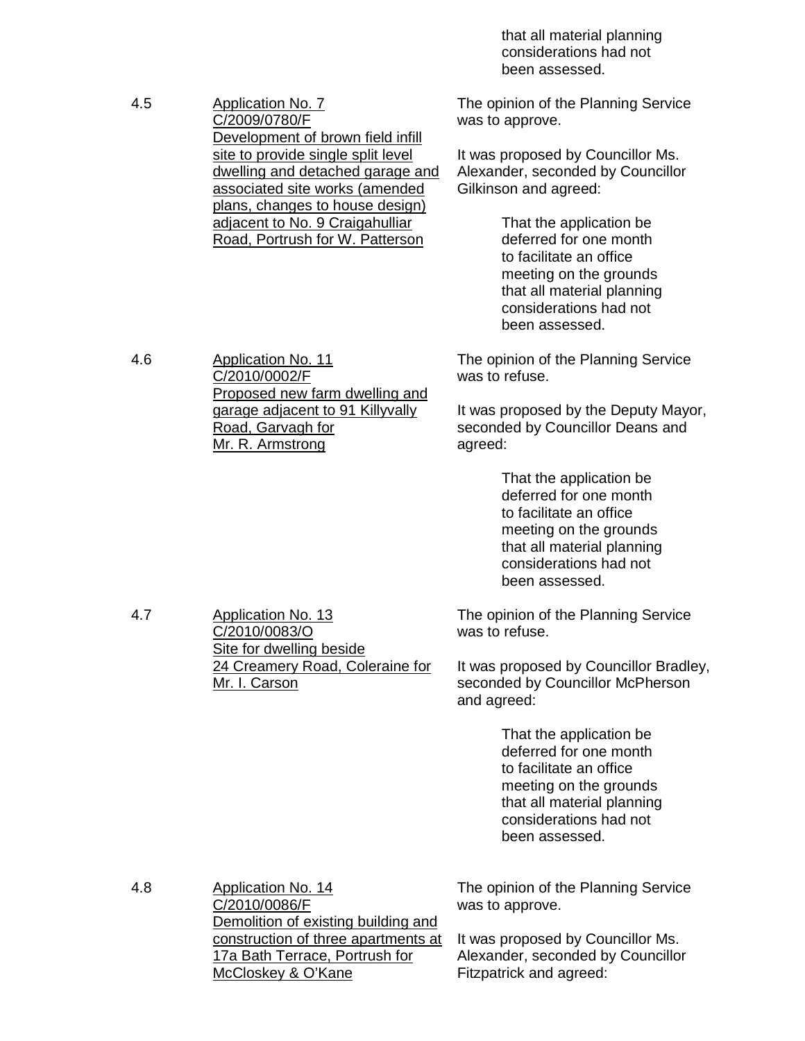that all material planning considerations had not been assessed.

4.5 Application No. 7
C/2009/0780/F
Development of brown field infill site to provide single split level dwelling and detached garage and associated site works (amended plans, changes to house design) adjacent to No. 9 Craigahulliar Road, Portrush for W. Patterson

The opinion of the Planning Service was to approve.

It was proposed by Councillor Ms. Alexander, seconded by Councillor Gilkinson and agreed:

> That the application be deferred for one month to facilitate an office meeting on the grounds that all material planning considerations had not been assessed.

4.6 Application No. 11
C/2010/0002/F
Proposed new farm dwelling and garage adjacent to 91 Killyvally Road, Garvagh for Mr. R. Armstrong

The opinion of the Planning Service was to refuse.

It was proposed by the Deputy Mayor, seconded by Councillor Deans and agreed:

> That the application be deferred for one month to facilitate an office meeting on the grounds that all material planning considerations had not been assessed.

4.7 Application No. 13
C/2010/0083/O
Site for dwelling beside 24 Creamery Road, Coleraine for Mr. I. Carson

The opinion of the Planning Service was to refuse.

It was proposed by Councillor Bradley, seconded by Councillor McPherson and agreed:

> That the application be deferred for one month to facilitate an office meeting on the grounds that all material planning considerations had not been assessed.

4.8 Application No. 14
C/2010/0086/F
Demolition of existing building and construction of three apartments at 17a Bath Terrace, Portrush for McCloskey & O'Kane

The opinion of the Planning Service was to approve.

It was proposed by Councillor Ms. Alexander, seconded by Councillor Fitzpatrick and agreed: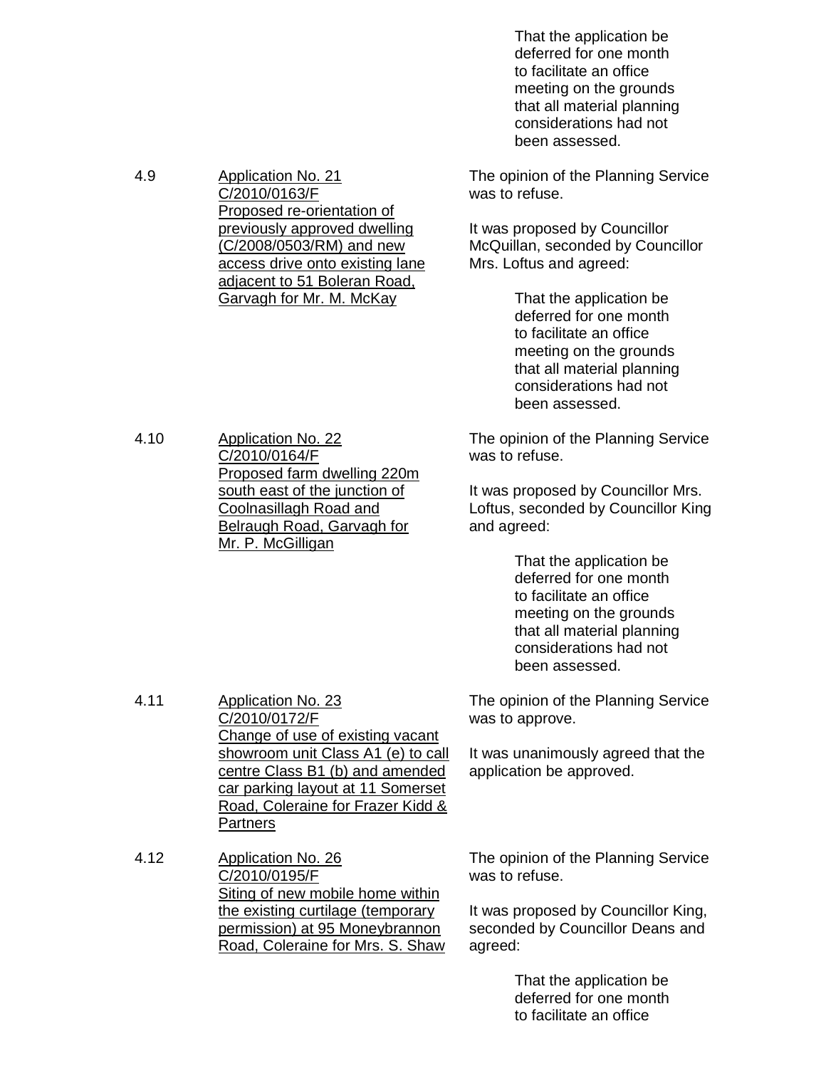That the application be deferred for one month to facilitate an office meeting on the grounds that all material planning considerations had not been assessed.

| | | |
|---|---|---|
| 4.9 | <u>Application No. 21 C/2010/0163/F Proposed re-orientation of previously approved dwelling (C/2008/0503/RM) and new access drive onto existing lane adjacent to 51 Boleran Road, Garvagh for Mr. M. McKay</u> | The opinion of the Planning Service was to refuse.<br><br>It was proposed by Councillor McQuillan, seconded by Councillor Mrs. Loftus and agreed:<br><br>That the application be deferred for one month to facilitate an office meeting on the grounds that all material planning considerations had not been assessed. |
| 4.10 | <u>Application No. 22 C/2010/0164/F Proposed farm dwelling 220m south east of the junction of Coolnasillagh Road and Belraugh Road, Garvagh for Mr. P. McGilligan</u> | The opinion of the Planning Service was to refuse.<br><br>It was proposed by Councillor Mrs. Loftus, seconded by Councillor King and agreed:<br><br>That the application be deferred for one month to facilitate an office meeting on the grounds that all material planning considerations had not been assessed. |
| 4.11 | <u>Application No. 23 C/2010/0172/F Change of use of existing vacant showroom unit Class A1 (e) to call centre Class B1 (b) and amended car parking layout at 11 Somerset Road, Coleraine for Frazer Kidd & Partners</u> | The opinion of the Planning Service was to approve.<br><br>It was unanimously agreed that the application be approved. |
| 4.12 | <u>Application No. 26 C/2010/0195/F Siting of new mobile home within the existing curtilage (temporary permission) at 95 Moneybrannon Road, Coleraine for Mrs. S. Shaw</u> | The opinion of the Planning Service was to refuse.<br><br>It was proposed by Councillor King, seconded by Councillor Deans and agreed:<br><br>That the application be deferred for one month to facilitate an office |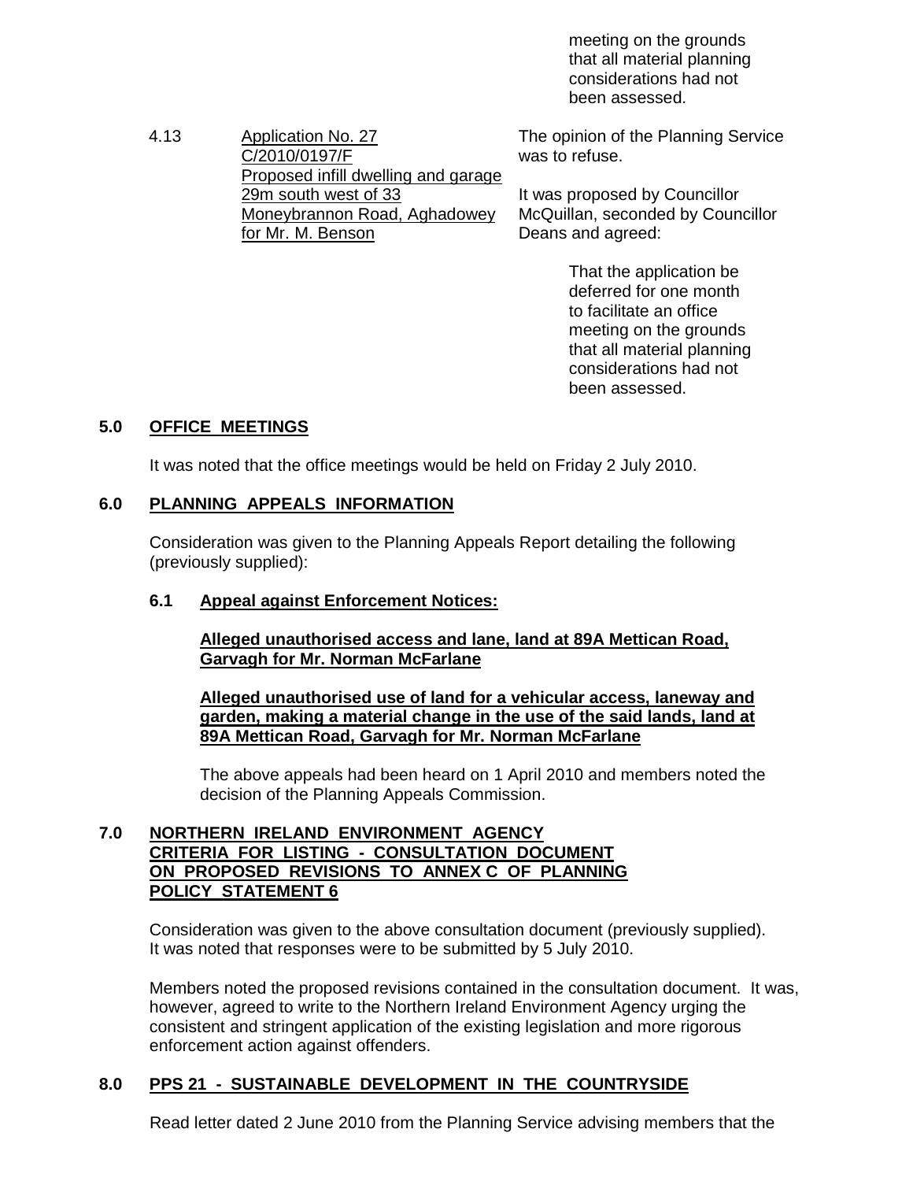meeting on the grounds that all material planning considerations had not been assessed.

| | | |
|---|---|---|
| 4.13 | Application No. 27<br>C/2010/0197/F<br>Proposed infill dwelling and garage 29m south west of 33 Moneybrannon Road, Aghadowey for Mr. M. Benson | The opinion of the Planning Service was to refuse.<br><br>It was proposed by Councillor McQuillan, seconded by Councillor Deans and agreed:<br><br>That the application be deferred for one month to facilitate an office meeting on the grounds that all material planning considerations had not been assessed. |

## 5.0 OFFICE MEETINGS

It was noted that the office meetings would be held on Friday 2 July 2010.

## 6.0 PLANNING APPEALS INFORMATION

Consideration was given to the Planning Appeals Report detailing the following (previously supplied):

### 6.1 Appeal against Enforcement Notices:

**Alleged unauthorised access and lane, land at 89A Mettican Road, Garvagh for Mr. Norman McFarlane**

**Alleged unauthorised use of land for a vehicular access, laneway and garden, making a material change in the use of the said lands, land at 89A Mettican Road, Garvagh for Mr. Norman McFarlane**

The above appeals had been heard on 1 April 2010 and members noted the decision of the Planning Appeals Commission.

## 7.0 NORTHERN IRELAND ENVIRONMENT AGENCY CRITERIA FOR LISTING - CONSULTATION DOCUMENT ON PROPOSED REVISIONS TO ANNEX C OF PLANNING POLICY STATEMENT 6

Consideration was given to the above consultation document (previously supplied). It was noted that responses were to be submitted by 5 July 2010.

Members noted the proposed revisions contained in the consultation document. It was, however, agreed to write to the Northern Ireland Environment Agency urging the consistent and stringent application of the existing legislation and more rigorous enforcement action against offenders.

## 8.0 PPS 21 - SUSTAINABLE DEVELOPMENT IN THE COUNTRYSIDE

Read letter dated 2 June 2010 from the Planning Service advising members that the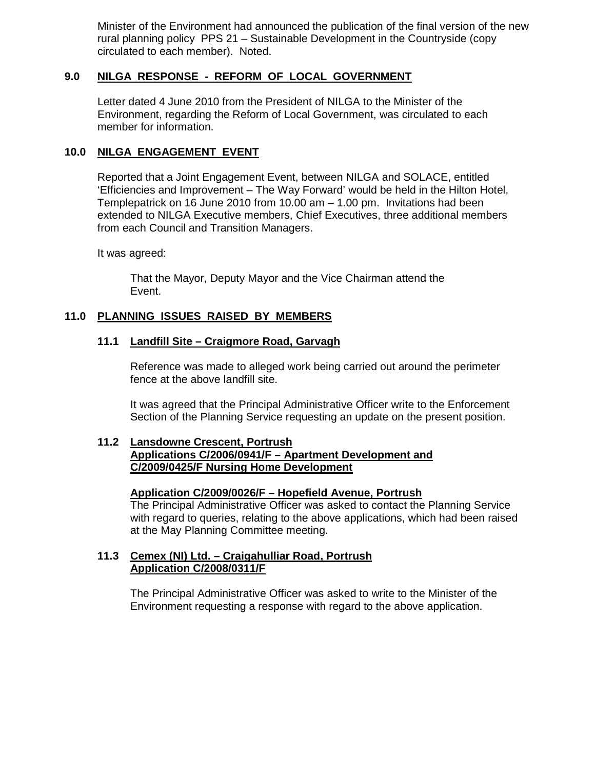Minister of the Environment had announced the publication of the final version of the new rural planning policy PPS 21 – Sustainable Development in the Countryside (copy circulated to each member). Noted.

## 9.0 NILGA RESPONSE - REFORM OF LOCAL GOVERNMENT

Letter dated 4 June 2010 from the President of NILGA to the Minister of the Environment, regarding the Reform of Local Government, was circulated to each member for information.

## 10.0 NILGA ENGAGEMENT EVENT

Reported that a Joint Engagement Event, between NILGA and SOLACE, entitled 'Efficiencies and Improvement – The Way Forward' would be held in the Hilton Hotel, Templepatrick on 16 June 2010 from 10.00 am – 1.00 pm. Invitations had been extended to NILGA Executive members, Chief Executives, three additional members from each Council and Transition Managers.

It was agreed:

> That the Mayor, Deputy Mayor and the Vice Chairman attend the Event.

## 11.0 PLANNING ISSUES RAISED BY MEMBERS

### 11.1 Landfill Site – Craigmore Road, Garvagh

Reference was made to alleged work being carried out around the perimeter fence at the above landfill site.

It was agreed that the Principal Administrative Officer write to the Enforcement Section of the Planning Service requesting an update on the present position.

### 11.2 Lansdowne Crescent, Portrush Applications C/2006/0941/F – Apartment Development and C/2009/0425/F Nursing Home Development

**Application C/2009/0026/F – Hopefield Avenue, Portrush**

The Principal Administrative Officer was asked to contact the Planning Service with regard to queries, relating to the above applications, which had been raised at the May Planning Committee meeting.

### 11.3 Cemex (NI) Ltd. – Craigahulliar Road, Portrush Application C/2008/0311/F

The Principal Administrative Officer was asked to write to the Minister of the Environment requesting a response with regard to the above application.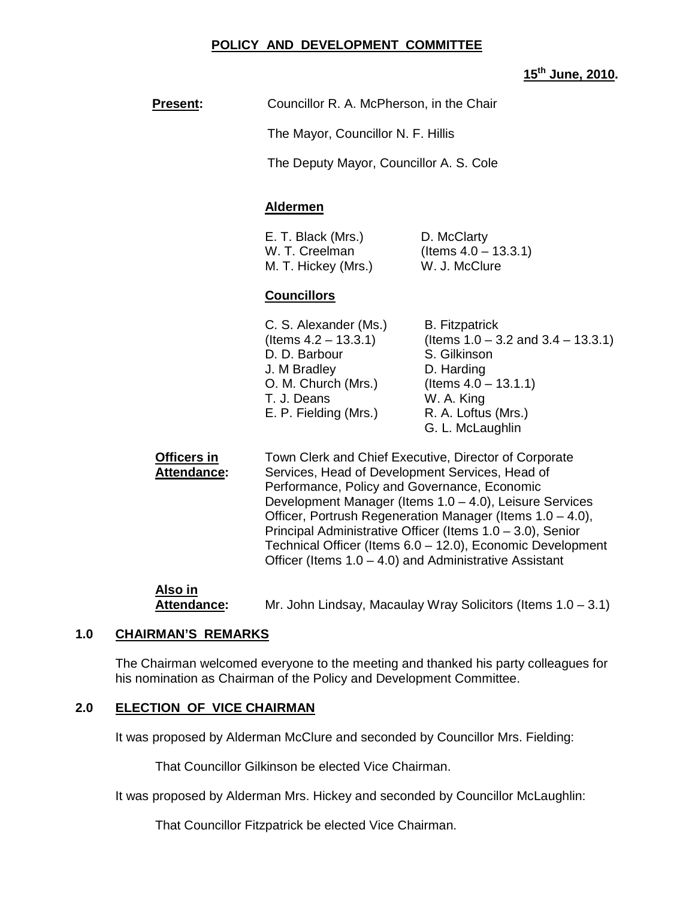# POLICY AND DEVELOPMENT COMMITTEE

**15th June, 2010.**

**Present:** Councillor R. A. McPherson, in the Chair

The Mayor, Councillor N. F. Hillis

The Deputy Mayor, Councillor A. S. Cole

**Aldermen**

| | |
|---|---|
| E. T. Black (Mrs.) | D. McClarty |
| W. T. Creelman | (Items 4.0 – 13.3.1) |
| M. T. Hickey (Mrs.) | W. J. McClure |

**Councillors**

| | |
|---|---|
| C. S. Alexander (Ms.) | B. Fitzpatrick |
| (Items 4.2 – 13.3.1) | (Items 1.0 – 3.2 and 3.4 – 13.3.1) |
| D. D. Barbour | S. Gilkinson |
| J. M Bradley | D. Harding |
| O. M. Church (Mrs.) | (Items 4.0 – 13.1.1) |
| T. J. Deans | W. A. King |
| E. P. Fielding (Mrs.) | R. A. Loftus (Mrs.) |
| | G. L. McLaughlin |

**Officers in Attendance:** Town Clerk and Chief Executive, Director of Corporate Services, Head of Development Services, Head of Performance, Policy and Governance, Economic Development Manager (Items 1.0 – 4.0), Leisure Services Officer, Portrush Regeneration Manager (Items 1.0 – 4.0), Principal Administrative Officer (Items 1.0 – 3.0), Senior Technical Officer (Items 6.0 – 12.0), Economic Development Officer (Items 1.0 – 4.0) and Administrative Assistant

**Also in Attendance:** Mr. John Lindsay, Macaulay Wray Solicitors (Items 1.0 – 3.1)

## 1.0 CHAIRMAN'S REMARKS

The Chairman welcomed everyone to the meeting and thanked his party colleagues for his nomination as Chairman of the Policy and Development Committee.

## 2.0 ELECTION OF VICE CHAIRMAN

It was proposed by Alderman McClure and seconded by Councillor Mrs. Fielding:

That Councillor Gilkinson be elected Vice Chairman.

It was proposed by Alderman Mrs. Hickey and seconded by Councillor McLaughlin:

That Councillor Fitzpatrick be elected Vice Chairman.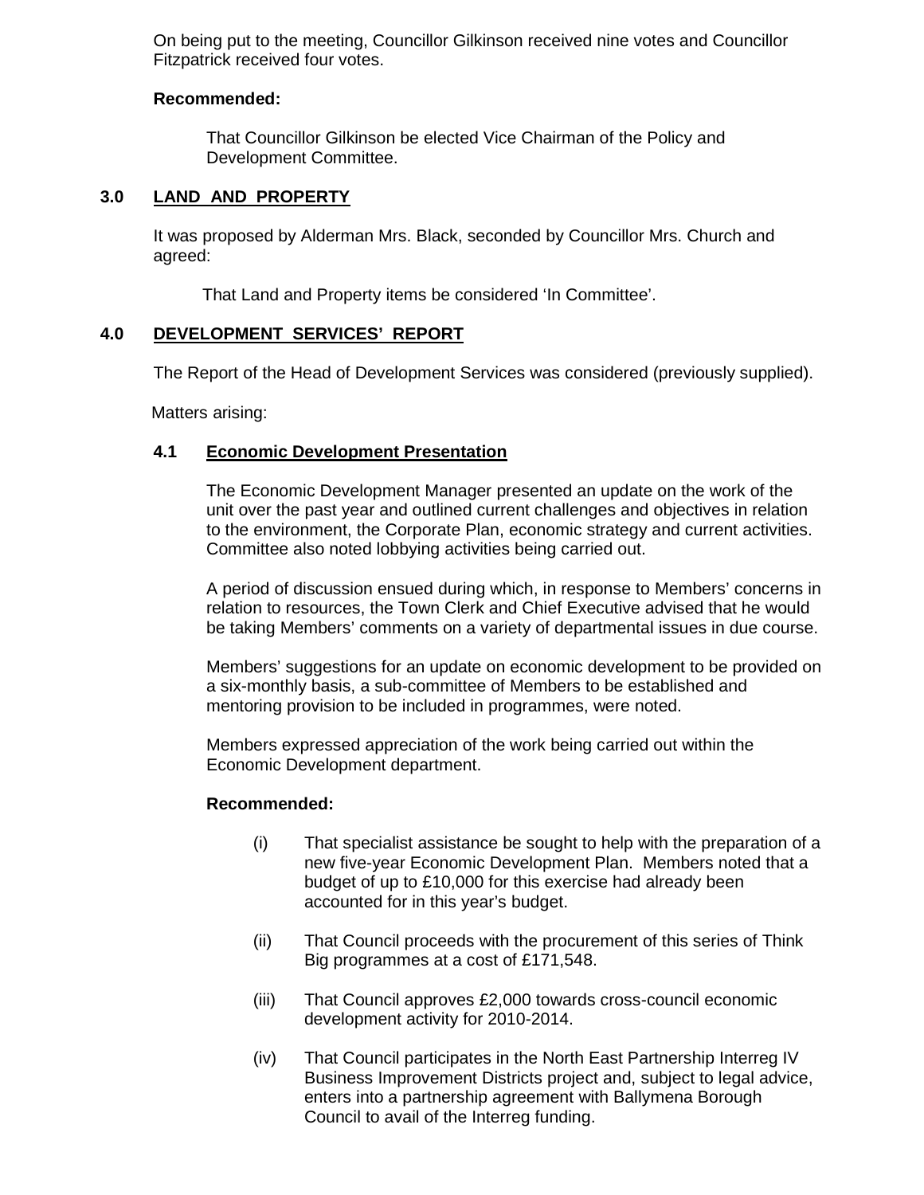On being put to the meeting, Councillor Gilkinson received nine votes and Councillor Fitzpatrick received four votes.

**Recommended:**

That Councillor Gilkinson be elected Vice Chairman of the Policy and Development Committee.

## 3.0 LAND AND PROPERTY

It was proposed by Alderman Mrs. Black, seconded by Councillor Mrs. Church and agreed:

That Land and Property items be considered 'In Committee'.

## 4.0 DEVELOPMENT SERVICES' REPORT

The Report of the Head of Development Services was considered (previously supplied).

Matters arising:

### 4.1 Economic Development Presentation

The Economic Development Manager presented an update on the work of the unit over the past year and outlined current challenges and objectives in relation to the environment, the Corporate Plan, economic strategy and current activities. Committee also noted lobbying activities being carried out.

A period of discussion ensued during which, in response to Members' concerns in relation to resources, the Town Clerk and Chief Executive advised that he would be taking Members' comments on a variety of departmental issues in due course.

Members' suggestions for an update on economic development to be provided on a six-monthly basis, a sub-committee of Members to be established and mentoring provision to be included in programmes, were noted.

Members expressed appreciation of the work being carried out within the Economic Development department.

**Recommended:**

(i) That specialist assistance be sought to help with the preparation of a new five-year Economic Development Plan. Members noted that a budget of up to £10,000 for this exercise had already been accounted for in this year's budget.

(ii) That Council proceeds with the procurement of this series of Think Big programmes at a cost of £171,548.

(iii) That Council approves £2,000 towards cross-council economic development activity for 2010-2014.

(iv) That Council participates in the North East Partnership Interreg IV Business Improvement Districts project and, subject to legal advice, enters into a partnership agreement with Ballymena Borough Council to avail of the Interreg funding.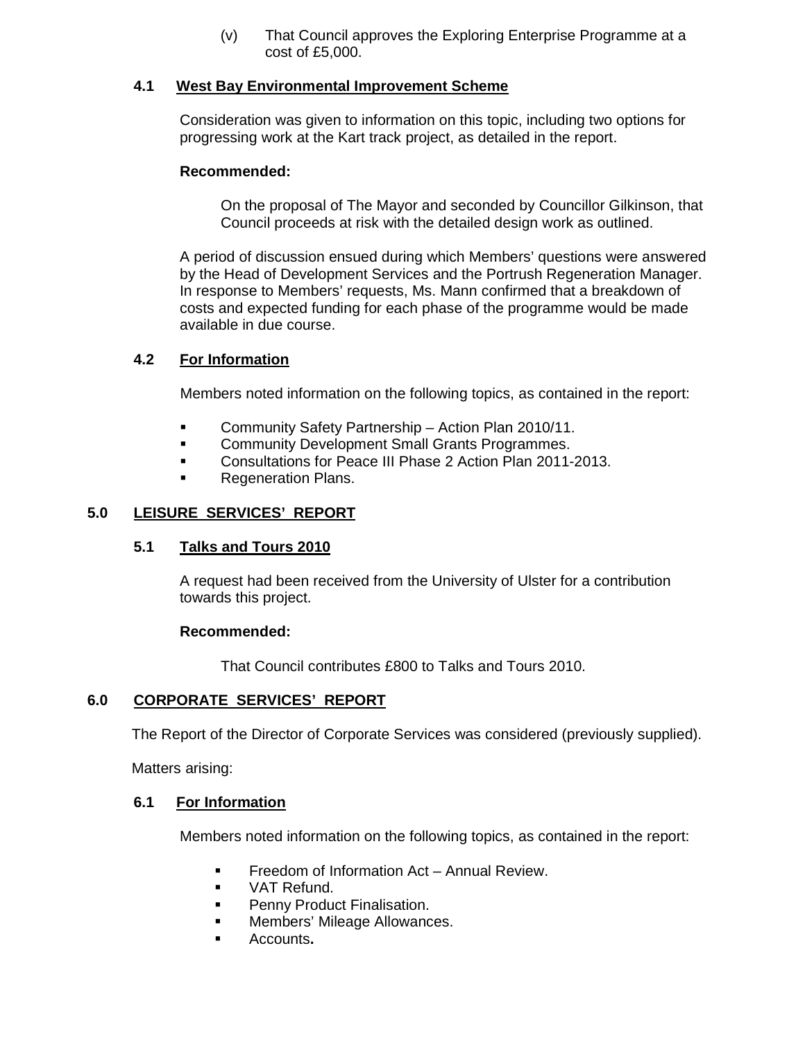(v) That Council approves the Exploring Enterprise Programme at a cost of £5,000.

### 4.1 West Bay Environmental Improvement Scheme

Consideration was given to information on this topic, including two options for progressing work at the Kart track project, as detailed in the report.

**Recommended:**

On the proposal of The Mayor and seconded by Councillor Gilkinson, that Council proceeds at risk with the detailed design work as outlined.

A period of discussion ensued during which Members' questions were answered by the Head of Development Services and the Portrush Regeneration Manager. In response to Members' requests, Ms. Mann confirmed that a breakdown of costs and expected funding for each phase of the programme would be made available in due course.

### 4.2 For Information

Members noted information on the following topics, as contained in the report:

- Community Safety Partnership – Action Plan 2010/11.
- Community Development Small Grants Programmes.
- Consultations for Peace III Phase 2 Action Plan 2011-2013.
- Regeneration Plans.

## 5.0 LEISURE SERVICES' REPORT

### 5.1 Talks and Tours 2010

A request had been received from the University of Ulster for a contribution towards this project.

**Recommended:**

That Council contributes £800 to Talks and Tours 2010.

## 6.0 CORPORATE SERVICES' REPORT

The Report of the Director of Corporate Services was considered (previously supplied).

Matters arising:

### 6.1 For Information

Members noted information on the following topics, as contained in the report:

- Freedom of Information Act – Annual Review.
- VAT Refund.
- Penny Product Finalisation.
- Members' Mileage Allowances.
- Accounts**.**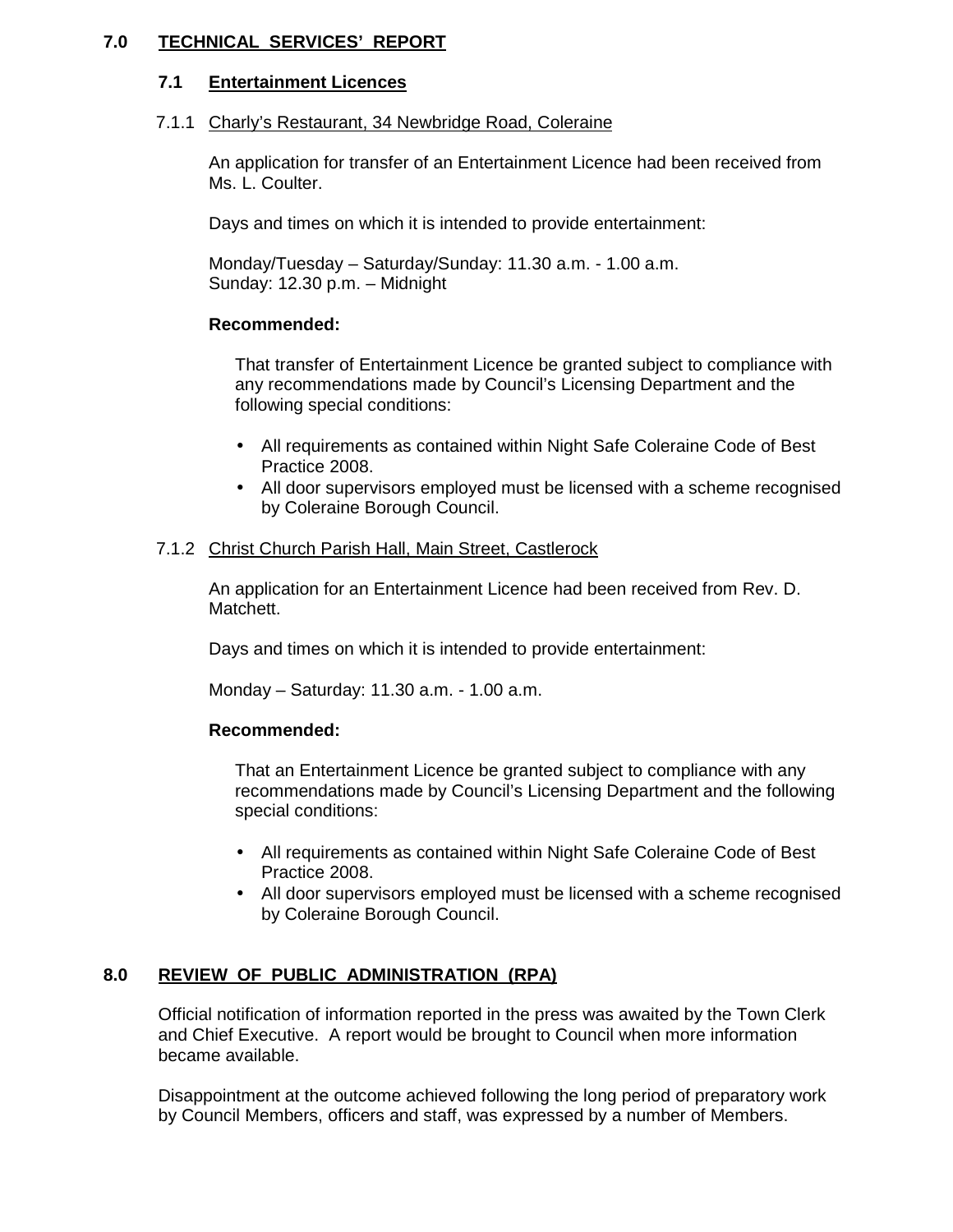## 7.0 TECHNICAL SERVICES' REPORT

### 7.1 Entertainment Licences

7.1.1 Charly's Restaurant, 34 Newbridge Road, Coleraine

An application for transfer of an Entertainment Licence had been received from Ms. L. Coulter.

Days and times on which it is intended to provide entertainment:

Monday/Tuesday – Saturday/Sunday: 11.30 a.m. - 1.00 a.m.
Sunday: 12.30 p.m. – Midnight

**Recommended:**

That transfer of Entertainment Licence be granted subject to compliance with any recommendations made by Council's Licensing Department and the following special conditions:

- All requirements as contained within Night Safe Coleraine Code of Best Practice 2008.
- All door supervisors employed must be licensed with a scheme recognised by Coleraine Borough Council.

7.1.2 Christ Church Parish Hall, Main Street, Castlerock

An application for an Entertainment Licence had been received from Rev. D. Matchett.

Days and times on which it is intended to provide entertainment:

Monday – Saturday: 11.30 a.m. - 1.00 a.m.

**Recommended:**

That an Entertainment Licence be granted subject to compliance with any recommendations made by Council's Licensing Department and the following special conditions:

- All requirements as contained within Night Safe Coleraine Code of Best Practice 2008.
- All door supervisors employed must be licensed with a scheme recognised by Coleraine Borough Council.

## 8.0 REVIEW OF PUBLIC ADMINISTRATION (RPA)

Official notification of information reported in the press was awaited by the Town Clerk and Chief Executive. A report would be brought to Council when more information became available.

Disappointment at the outcome achieved following the long period of preparatory work by Council Members, officers and staff, was expressed by a number of Members.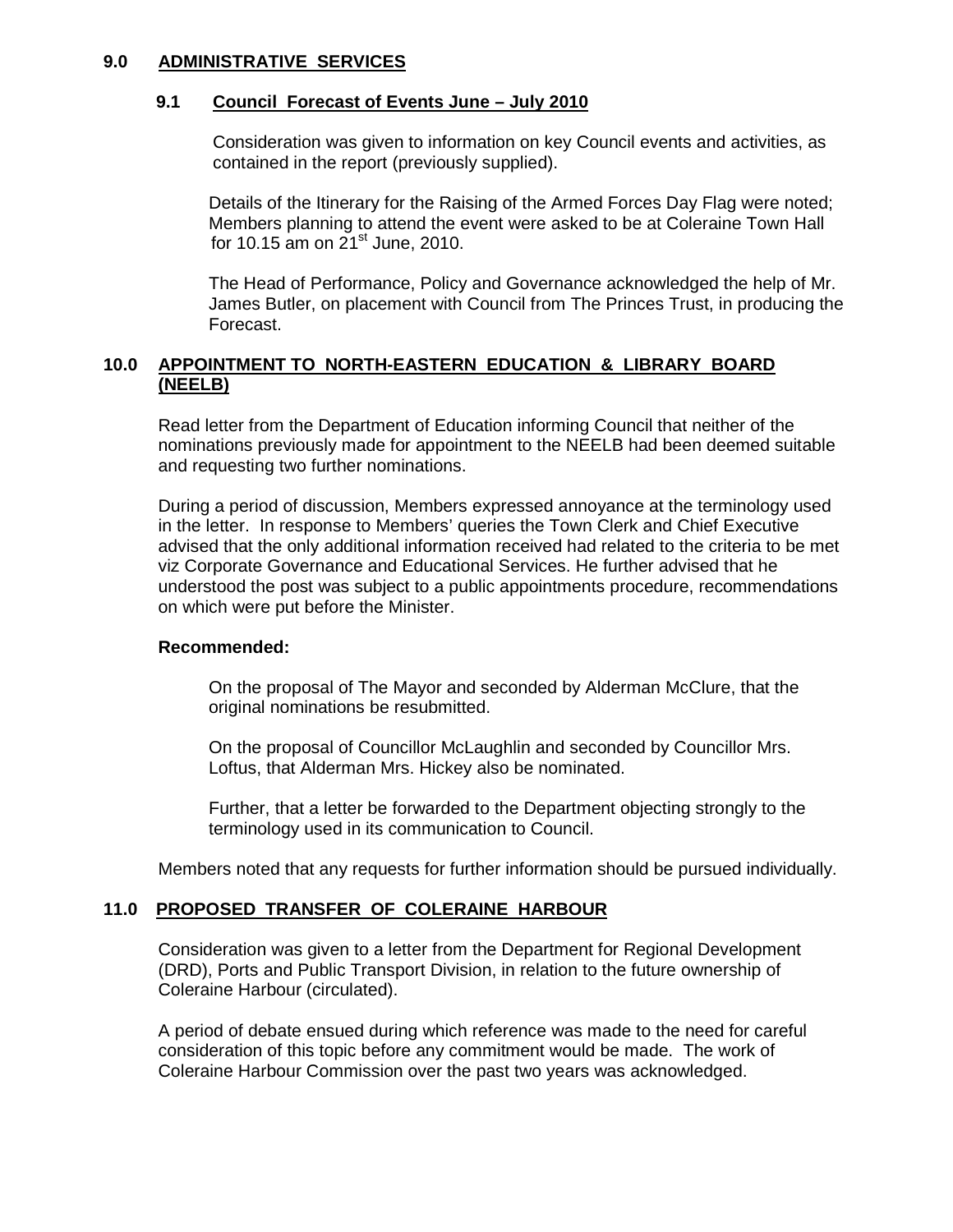## 9.0 ADMINISTRATIVE SERVICES

### 9.1 Council Forecast of Events June – July 2010

Consideration was given to information on key Council events and activities, as contained in the report (previously supplied).

Details of the Itinerary for the Raising of the Armed Forces Day Flag were noted; Members planning to attend the event were asked to be at Coleraine Town Hall for 10.15 am on 21st June, 2010.

The Head of Performance, Policy and Governance acknowledged the help of Mr. James Butler, on placement with Council from The Princes Trust, in producing the Forecast.

## 10.0 APPOINTMENT TO NORTH-EASTERN EDUCATION & LIBRARY BOARD (NEELB)

Read letter from the Department of Education informing Council that neither of the nominations previously made for appointment to the NEELB had been deemed suitable and requesting two further nominations.

During a period of discussion, Members expressed annoyance at the terminology used in the letter. In response to Members' queries the Town Clerk and Chief Executive advised that the only additional information received had related to the criteria to be met viz Corporate Governance and Educational Services. He further advised that he understood the post was subject to a public appointments procedure, recommendations on which were put before the Minister.

**Recommended:**

On the proposal of The Mayor and seconded by Alderman McClure, that the original nominations be resubmitted.

On the proposal of Councillor McLaughlin and seconded by Councillor Mrs. Loftus, that Alderman Mrs. Hickey also be nominated.

Further, that a letter be forwarded to the Department objecting strongly to the terminology used in its communication to Council.

Members noted that any requests for further information should be pursued individually.

## 11.0 PROPOSED TRANSFER OF COLERAINE HARBOUR

Consideration was given to a letter from the Department for Regional Development (DRD), Ports and Public Transport Division, in relation to the future ownership of Coleraine Harbour (circulated).

A period of debate ensued during which reference was made to the need for careful consideration of this topic before any commitment would be made. The work of Coleraine Harbour Commission over the past two years was acknowledged.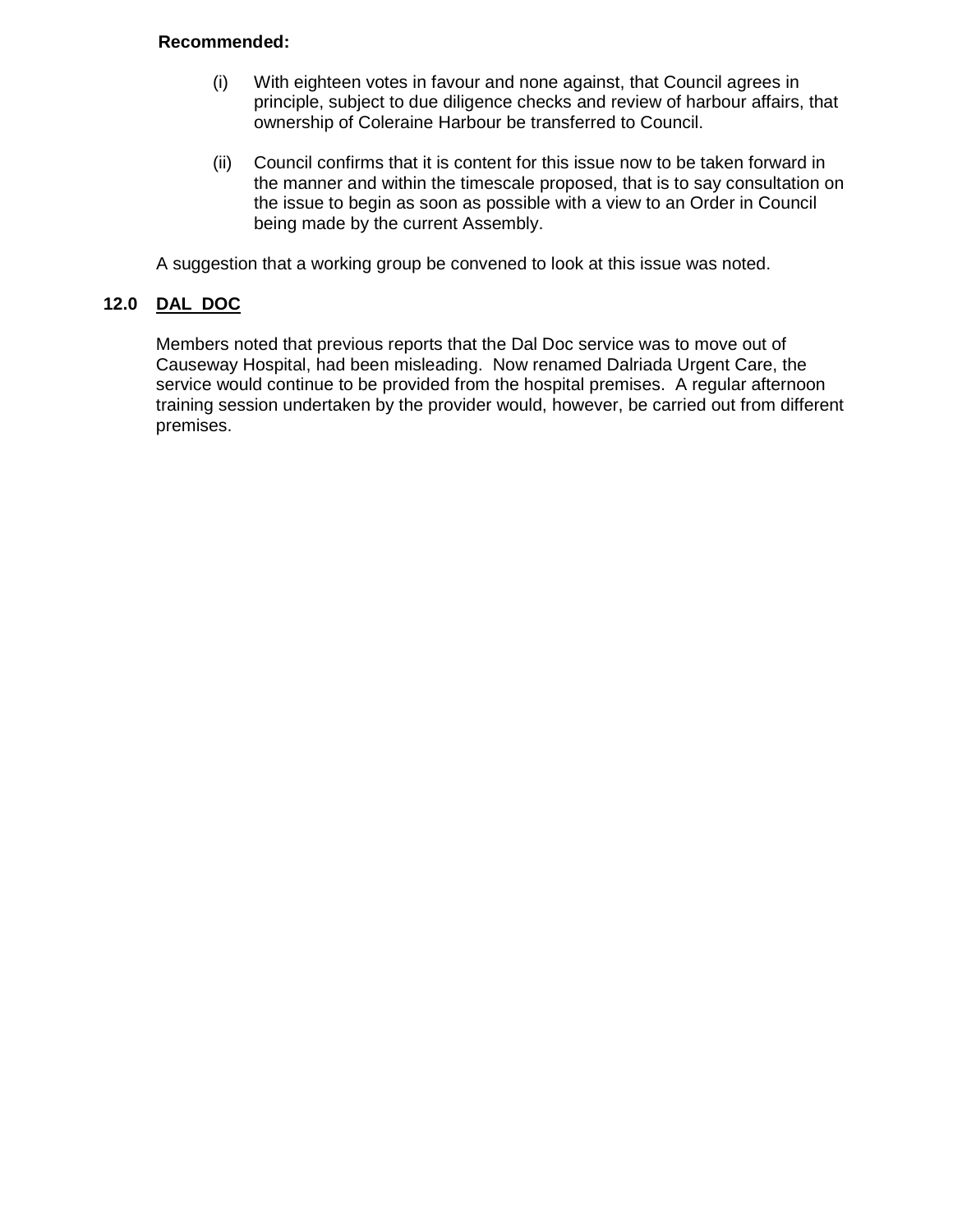**Recommended:**

(i) With eighteen votes in favour and none against, that Council agrees in principle, subject to due diligence checks and review of harbour affairs, that ownership of Coleraine Harbour be transferred to Council.

(ii) Council confirms that it is content for this issue now to be taken forward in the manner and within the timescale proposed, that is to say consultation on the issue to begin as soon as possible with a view to an Order in Council being made by the current Assembly.

A suggestion that a working group be convened to look at this issue was noted.

**12.0 DAL DOC**

Members noted that previous reports that the Dal Doc service was to move out of Causeway Hospital, had been misleading. Now renamed Dalriada Urgent Care, the service would continue to be provided from the hospital premises. A regular afternoon training session undertaken by the provider would, however, be carried out from different premises.